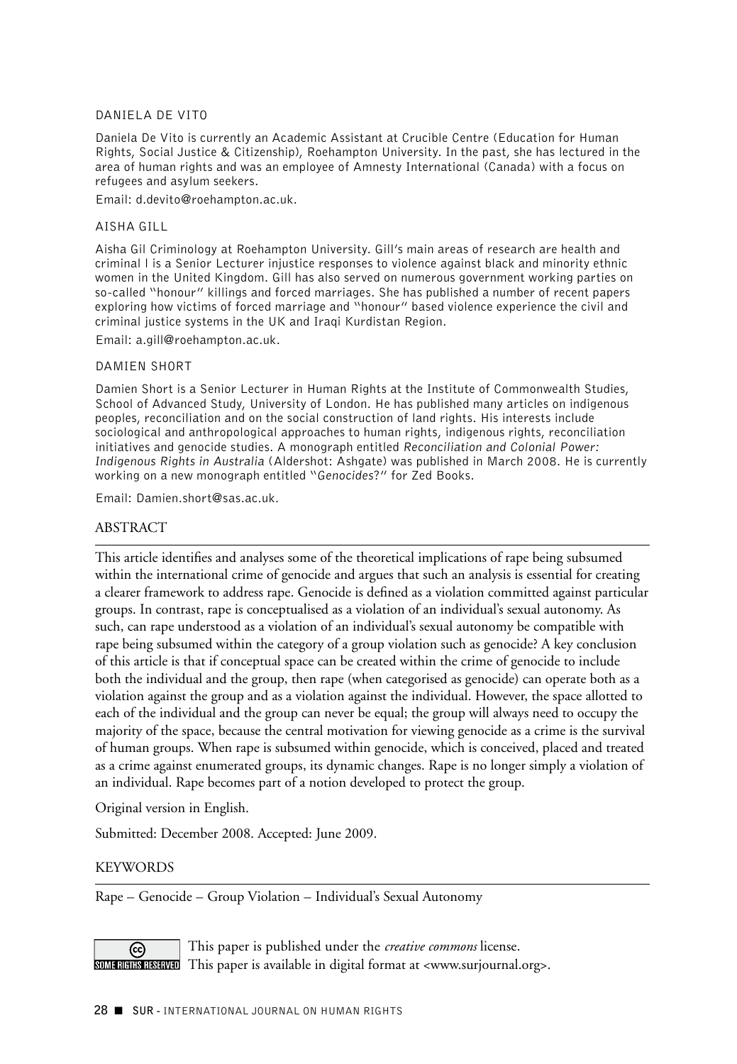DANIELA DE VITO

Daniela De Vito is currently an Academic Assistant at Crucible Centre (Education for Human Rights, Social Justice & Citizenship), Roehampton University. In the past, she has lectured in the area of human rights and was an employee of Amnesty International (Canada) with a focus on refugees and asylum seekers.

Email: d.devito@roehampton.ac.uk.

AISHA GILL

Aisha Gil Criminology at Roehampton University. Gill's main areas of research are health and criminal l is a Senior Lecturer injustice responses to violence against black and minority ethnic women in the United Kingdom. Gill has also served on numerous government working parties on so-called "honour" killings and forced marriages. She has published a number of recent papers exploring how victims of forced marriage and "honour" based violence experience the civil and criminal justice systems in the UK and Iraqi Kurdistan Region.

Email: a.gill@roehampton.ac.uk.

DAMIEN SHORT

Damien Short is a Senior Lecturer in Human Rights at the Institute of Commonwealth Studies, School of Advanced Study, University of London. He has published many articles on indigenous peoples, reconciliation and on the social construction of land rights. His interests include sociological and anthropological approaches to human rights, indigenous rights, reconciliation initiatives and genocide studies. A monograph entitled *Reconciliation and Colonial Power: Indigenous Rights in Australia* (Aldershot: Ashgate) was published in March 2008. He is currently working on a new monograph entitled "*Genocides*?" for Zed Books.

Email: Damien.short@sas.ac.uk.

## ABSTRACT

This article identifies and analyses some of the theoretical implications of rape being subsumed within the international crime of genocide and argues that such an analysis is essential for creating a clearer framework to address rape. Genocide is defined as a violation committed against particular groups. In contrast, rape is conceptualised as a violation of an individual's sexual autonomy. As such, can rape understood as a violation of an individual's sexual autonomy be compatible with rape being subsumed within the category of a group violation such as genocide? A key conclusion of this article is that if conceptual space can be created within the crime of genocide to include both the individual and the group, then rape (when categorised as genocide) can operate both as a violation against the group and as a violation against the individual. However, the space allotted to each of the individual and the group can never be equal; the group will always need to occupy the majority of the space, because the central motivation for viewing genocide as a crime is the survival of human groups. When rape is subsumed within genocide, which is conceived, placed and treated as a crime against enumerated groups, its dynamic changes. Rape is no longer simply a violation of an individual. Rape becomes part of a notion developed to protect the group.

Original version in English.

Submitted: December 2008. Accepted: June 2009.

## KEYWORDS

Rape – Genocide – Group Violation – Individual's Sexual Autonomy

This paper is published under the *creative commons* license.
This paper is available in digital format at <www.surjournal.org>.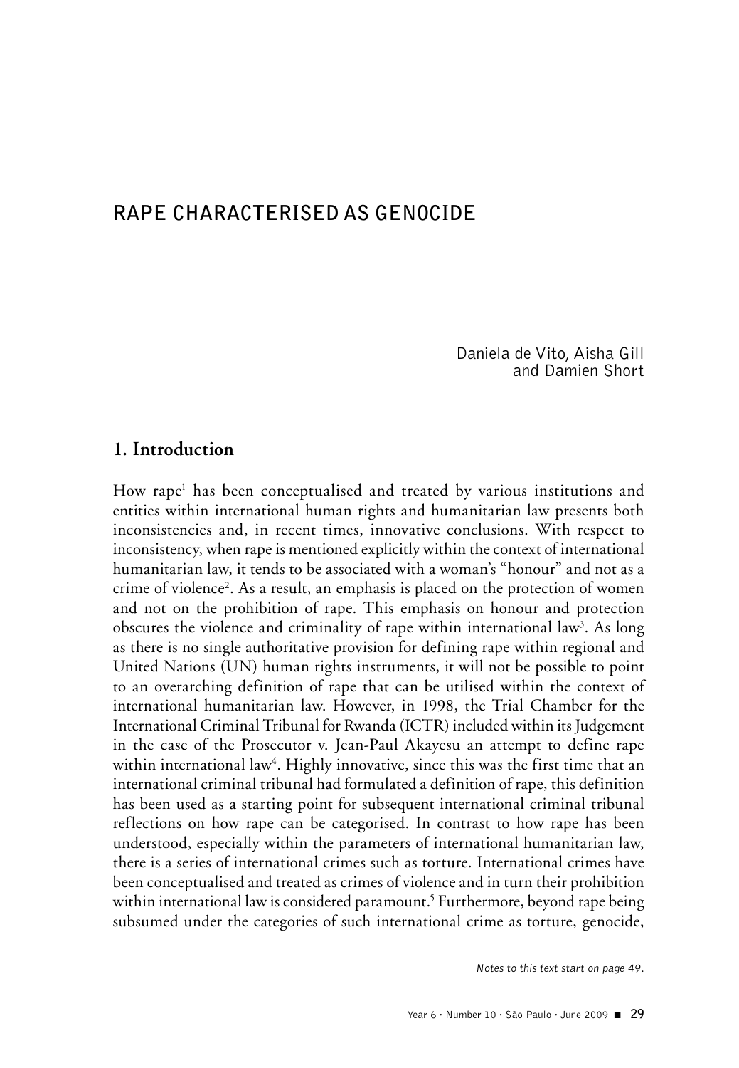# RAPE CHARACTERISED AS GENOCIDE

Daniela de Vito, Aisha Gill and Damien Short

## 1. Introduction

How rape[1] has been conceptualised and treated by various institutions and entities within international human rights and humanitarian law presents both inconsistencies and, in recent times, innovative conclusions. With respect to inconsistency, when rape is mentioned explicitly within the context of international humanitarian law, it tends to be associated with a woman's "honour" and not as a crime of violence[2]. As a result, an emphasis is placed on the protection of women and not on the prohibition of rape. This emphasis on honour and protection obscures the violence and criminality of rape within international law[3]. As long as there is no single authoritative provision for defining rape within regional and United Nations (UN) human rights instruments, it will not be possible to point to an overarching definition of rape that can be utilised within the context of international humanitarian law. However, in 1998, the Trial Chamber for the International Criminal Tribunal for Rwanda (ICTR) included within its Judgement in the case of the Prosecutor v. Jean-Paul Akayesu an attempt to define rape within international law[4]. Highly innovative, since this was the first time that an international criminal tribunal had formulated a definition of rape, this definition has been used as a starting point for subsequent international criminal tribunal reflections on how rape can be categorised. In contrast to how rape has been understood, especially within the parameters of international humanitarian law, there is a series of international crimes such as torture. International crimes have been conceptualised and treated as crimes of violence and in turn their prohibition within international law is considered paramount.[5] Furthermore, beyond rape being subsumed under the categories of such international crime as torture, genocide,

*Notes to this text start on page 49.*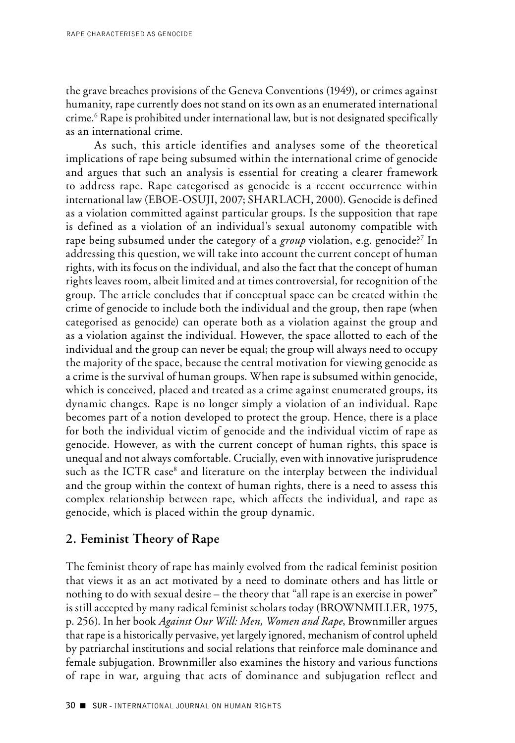the grave breaches provisions of the Geneva Conventions (1949), or crimes against humanity, rape currently does not stand on its own as an enumerated international crime.[6] Rape is prohibited under international law, but is not designated specifically as an international crime.

As such, this article identifies and analyses some of the theoretical implications of rape being subsumed within the international crime of genocide and argues that such an analysis is essential for creating a clearer framework to address rape. Rape categorised as genocide is a recent occurrence within international law (EBOE-OSUJI, 2007; SHARLACH, 2000). Genocide is defined as a violation committed against particular groups. Is the supposition that rape is defined as a violation of an individual's sexual autonomy compatible with rape being subsumed under the category of a *group* violation, e.g. genocide?[7] In addressing this question, we will take into account the current concept of human rights, with its focus on the individual, and also the fact that the concept of human rights leaves room, albeit limited and at times controversial, for recognition of the group. The article concludes that if conceptual space can be created within the crime of genocide to include both the individual and the group, then rape (when categorised as genocide) can operate both as a violation against the group and as a violation against the individual. However, the space allotted to each of the individual and the group can never be equal; the group will always need to occupy the majority of the space, because the central motivation for viewing genocide as a crime is the survival of human groups. When rape is subsumed within genocide, which is conceived, placed and treated as a crime against enumerated groups, its dynamic changes. Rape is no longer simply a violation of an individual. Rape becomes part of a notion developed to protect the group. Hence, there is a place for both the individual victim of genocide and the individual victim of rape as genocide. However, as with the current concept of human rights, this space is unequal and not always comfortable. Crucially, even with innovative jurisprudence such as the ICTR case[8] and literature on the interplay between the individual and the group within the context of human rights, there is a need to assess this complex relationship between rape, which affects the individual, and rape as genocide, which is placed within the group dynamic.

## 2. Feminist Theory of Rape

The feminist theory of rape has mainly evolved from the radical feminist position that views it as an act motivated by a need to dominate others and has little or nothing to do with sexual desire – the theory that "all rape is an exercise in power" is still accepted by many radical feminist scholars today (BROWNMILLER, 1975, p. 256). In her book *Against Our Will: Men, Women and Rape*, Brownmiller argues that rape is a historically pervasive, yet largely ignored, mechanism of control upheld by patriarchal institutions and social relations that reinforce male dominance and female subjugation. Brownmiller also examines the history and various functions of rape in war, arguing that acts of dominance and subjugation reflect and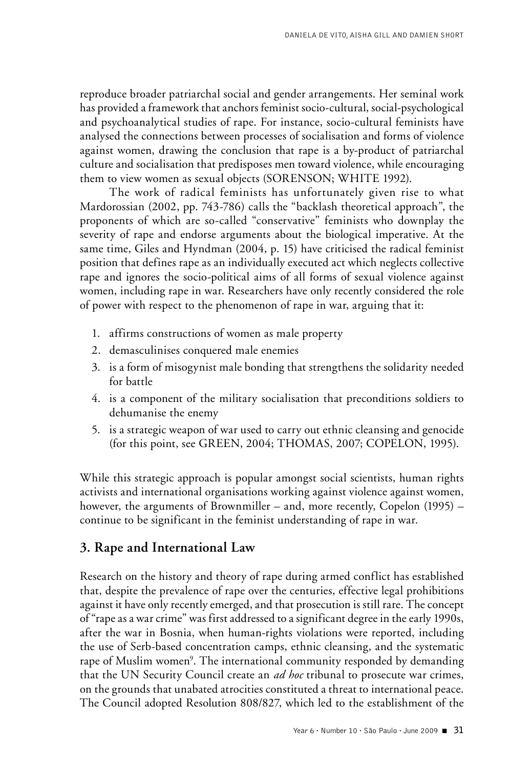reproduce broader patriarchal social and gender arrangements. Her seminal work has provided a framework that anchors feminist socio-cultural, social-psychological and psychoanalytical studies of rape. For instance, socio-cultural feminists have analysed the connections between processes of socialisation and forms of violence against women, drawing the conclusion that rape is a by-product of patriarchal culture and socialisation that predisposes men toward violence, while encouraging them to view women as sexual objects (SORENSON; WHITE 1992).

The work of radical feminists has unfortunately given rise to what Mardorossian (2002, pp. 743-786) calls the "backlash theoretical approach", the proponents of which are so-called "conservative" feminists who downplay the severity of rape and endorse arguments about the biological imperative. At the same time, Giles and Hyndman (2004, p. 15) have criticised the radical feminist position that defines rape as an individually executed act which neglects collective rape and ignores the socio-political aims of all forms of sexual violence against women, including rape in war. Researchers have only recently considered the role of power with respect to the phenomenon of rape in war, arguing that it:

1. affirms constructions of women as male property
2. demasculinises conquered male enemies
3. is a form of misogynist male bonding that strengthens the solidarity needed for battle
4. is a component of the military socialisation that preconditions soldiers to dehumanise the enemy
5. is a strategic weapon of war used to carry out ethnic cleansing and genocide (for this point, see GREEN, 2004; THOMAS, 2007; COPELON, 1995).

While this strategic approach is popular amongst social scientists, human rights activists and international organisations working against violence against women, however, the arguments of Brownmiller – and, more recently, Copelon (1995) – continue to be significant in the feminist understanding of rape in war.

## 3. Rape and International Law

Research on the history and theory of rape during armed conflict has established that, despite the prevalence of rape over the centuries, effective legal prohibitions against it have only recently emerged, and that prosecution is still rare. The concept of "rape as a war crime" was first addressed to a significant degree in the early 1990s, after the war in Bosnia, when human-rights violations were reported, including the use of Serb-based concentration camps, ethnic cleansing, and the systematic rape of Muslim women[9]. The international community responded by demanding that the UN Security Council create an *ad hoc* tribunal to prosecute war crimes, on the grounds that unabated atrocities constituted a threat to international peace. The Council adopted Resolution 808/827, which led to the establishment of the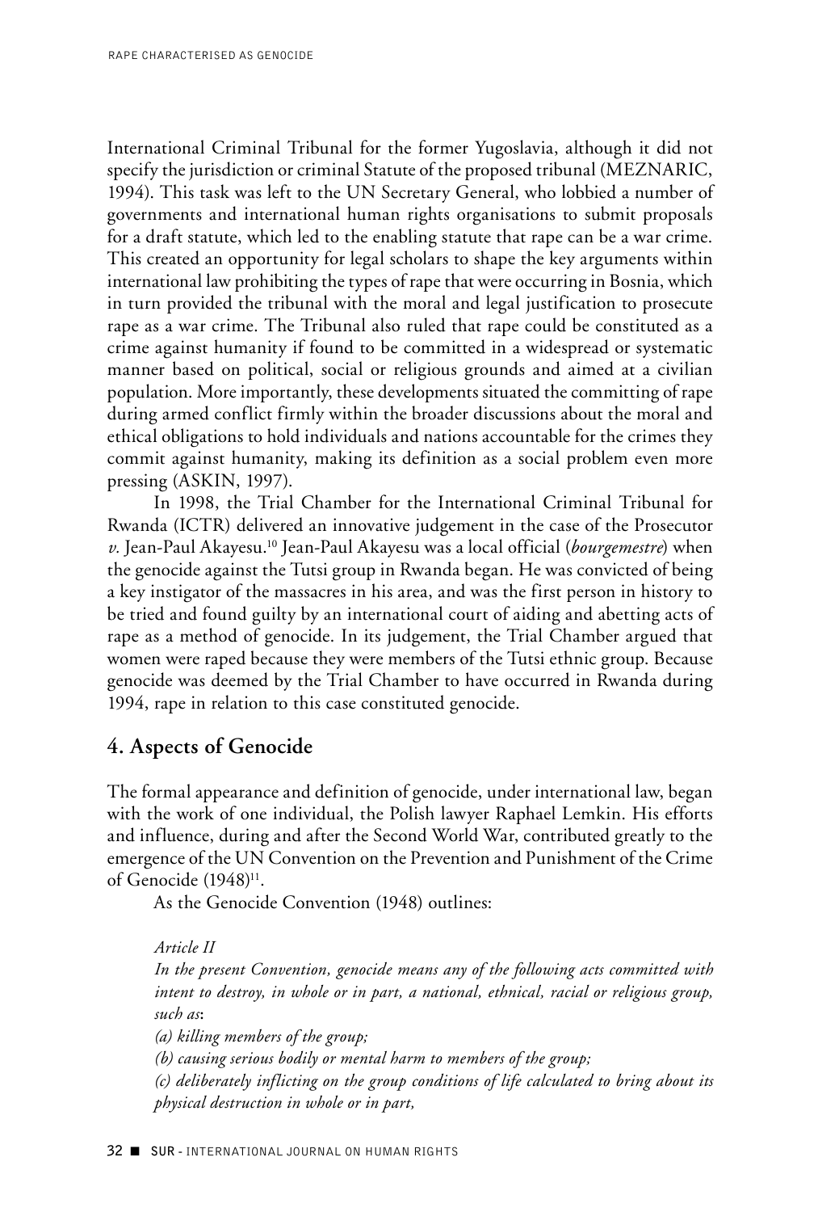International Criminal Tribunal for the former Yugoslavia, although it did not specify the jurisdiction or criminal Statute of the proposed tribunal (MEZNARIC, 1994). This task was left to the UN Secretary General, who lobbied a number of governments and international human rights organisations to submit proposals for a draft statute, which led to the enabling statute that rape can be a war crime. This created an opportunity for legal scholars to shape the key arguments within international law prohibiting the types of rape that were occurring in Bosnia, which in turn provided the tribunal with the moral and legal justification to prosecute rape as a war crime. The Tribunal also ruled that rape could be constituted as a crime against humanity if found to be committed in a widespread or systematic manner based on political, social or religious grounds and aimed at a civilian population. More importantly, these developments situated the committing of rape during armed conflict firmly within the broader discussions about the moral and ethical obligations to hold individuals and nations accountable for the crimes they commit against humanity, making its definition as a social problem even more pressing (ASKIN, 1997).

In 1998, the Trial Chamber for the International Criminal Tribunal for Rwanda (ICTR) delivered an innovative judgement in the case of the Prosecutor *v.* Jean-Paul Akayesu.[10] Jean-Paul Akayesu was a local official (*bourgemestre*) when the genocide against the Tutsi group in Rwanda began. He was convicted of being a key instigator of the massacres in his area, and was the first person in history to be tried and found guilty by an international court of aiding and abetting acts of rape as a method of genocide. In its judgement, the Trial Chamber argued that women were raped because they were members of the Tutsi ethnic group. Because genocide was deemed by the Trial Chamber to have occurred in Rwanda during 1994, rape in relation to this case constituted genocide.

## 4. Aspects of Genocide

The formal appearance and definition of genocide, under international law, began with the work of one individual, the Polish lawyer Raphael Lemkin. His efforts and influence, during and after the Second World War, contributed greatly to the emergence of the UN Convention on the Prevention and Punishment of the Crime of Genocide (1948)[11].

As the Genocide Convention (1948) outlines:

*Article II*

*In the present Convention, genocide means any of the following acts committed with intent to destroy, in whole or in part, a national, ethnical, racial or religious group, such as*:

*(a) killing members of the group;*

*(b) causing serious bodily or mental harm to members of the group;*

*(c) deliberately inflicting on the group conditions of life calculated to bring about its physical destruction in whole or in part,*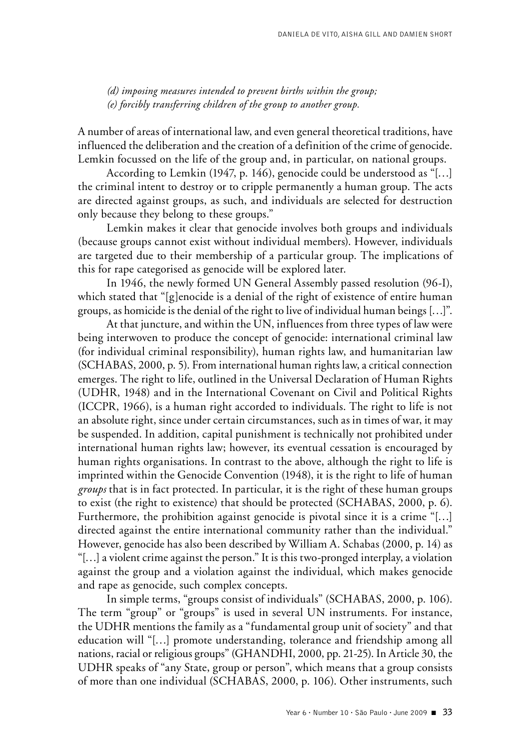*(d) imposing measures intended to prevent births within the group;*
*(e) forcibly transferring children of the group to another group.*

A number of areas of international law, and even general theoretical traditions, have influenced the deliberation and the creation of a definition of the crime of genocide. Lemkin focussed on the life of the group and, in particular, on national groups.

According to Lemkin (1947, p. 146), genocide could be understood as "[…] the criminal intent to destroy or to cripple permanently a human group. The acts are directed against groups, as such, and individuals are selected for destruction only because they belong to these groups."

Lemkin makes it clear that genocide involves both groups and individuals (because groups cannot exist without individual members). However, individuals are targeted due to their membership of a particular group. The implications of this for rape categorised as genocide will be explored later.

In 1946, the newly formed UN General Assembly passed resolution (96-I), which stated that "[g]enocide is a denial of the right of existence of entire human groups, as homicide is the denial of the right to live of individual human beings […]".

At that juncture, and within the UN, influences from three types of law were being interwoven to produce the concept of genocide: international criminal law (for individual criminal responsibility), human rights law, and humanitarian law (SCHABAS, 2000, p. 5). From international human rights law, a critical connection emerges. The right to life, outlined in the Universal Declaration of Human Rights (UDHR, 1948) and in the International Covenant on Civil and Political Rights (ICCPR, 1966), is a human right accorded to individuals. The right to life is not an absolute right, since under certain circumstances, such as in times of war, it may be suspended. In addition, capital punishment is technically not prohibited under international human rights law; however, its eventual cessation is encouraged by human rights organisations. In contrast to the above, although the right to life is imprinted within the Genocide Convention (1948), it is the right to life of human *groups* that is in fact protected. In particular, it is the right of these human groups to exist (the right to existence) that should be protected (SCHABAS, 2000, p. 6). Furthermore, the prohibition against genocide is pivotal since it is a crime "[…] directed against the entire international community rather than the individual." However, genocide has also been described by William A. Schabas (2000, p. 14) as "[…] a violent crime against the person." It is this two-pronged interplay, a violation against the group and a violation against the individual, which makes genocide and rape as genocide, such complex concepts.

In simple terms, "groups consist of individuals" (SCHABAS, 2000, p. 106). The term "group" or "groups" is used in several UN instruments. For instance, the UDHR mentions the family as a "fundamental group unit of society" and that education will "[…] promote understanding, tolerance and friendship among all nations, racial or religious groups" (GHANDHI, 2000, pp. 21-25). In Article 30, the UDHR speaks of "any State, group or person", which means that a group consists of more than one individual (SCHABAS, 2000, p. 106). Other instruments, such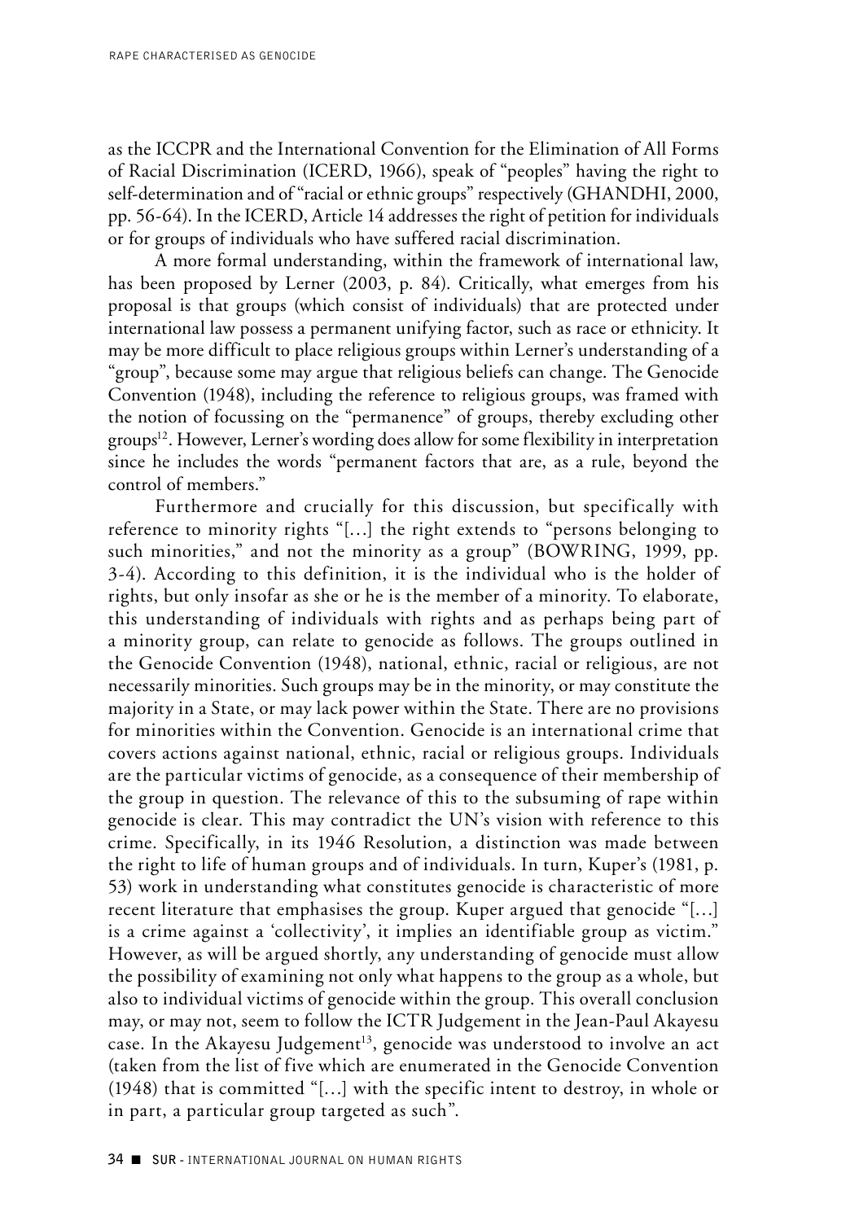as the ICCPR and the International Convention for the Elimination of All Forms of Racial Discrimination (ICERD, 1966), speak of "peoples" having the right to self-determination and of "racial or ethnic groups" respectively (GHANDHI, 2000, pp. 56-64). In the ICERD, Article 14 addresses the right of petition for individuals or for groups of individuals who have suffered racial discrimination.

A more formal understanding, within the framework of international law, has been proposed by Lerner (2003, p. 84). Critically, what emerges from his proposal is that groups (which consist of individuals) that are protected under international law possess a permanent unifying factor, such as race or ethnicity. It may be more difficult to place religious groups within Lerner's understanding of a "group", because some may argue that religious beliefs can change. The Genocide Convention (1948), including the reference to religious groups, was framed with the notion of focussing on the "permanence" of groups, thereby excluding other groups[12]. However, Lerner's wording does allow for some flexibility in interpretation since he includes the words "permanent factors that are, as a rule, beyond the control of members."

Furthermore and crucially for this discussion, but specifically with reference to minority rights "[…] the right extends to "persons belonging to such minorities," and not the minority as a group" (BOWRING, 1999, pp. 3-4). According to this definition, it is the individual who is the holder of rights, but only insofar as she or he is the member of a minority. To elaborate, this understanding of individuals with rights and as perhaps being part of a minority group, can relate to genocide as follows. The groups outlined in the Genocide Convention (1948), national, ethnic, racial or religious, are not necessarily minorities. Such groups may be in the minority, or may constitute the majority in a State, or may lack power within the State. There are no provisions for minorities within the Convention. Genocide is an international crime that covers actions against national, ethnic, racial or religious groups. Individuals are the particular victims of genocide, as a consequence of their membership of the group in question. The relevance of this to the subsuming of rape within genocide is clear. This may contradict the UN's vision with reference to this crime. Specifically, in its 1946 Resolution, a distinction was made between the right to life of human groups and of individuals. In turn, Kuper's (1981, p. 53) work in understanding what constitutes genocide is characteristic of more recent literature that emphasises the group. Kuper argued that genocide "[…] is a crime against a 'collectivity', it implies an identifiable group as victim." However, as will be argued shortly, any understanding of genocide must allow the possibility of examining not only what happens to the group as a whole, but also to individual victims of genocide within the group. This overall conclusion may, or may not, seem to follow the ICTR Judgement in the Jean-Paul Akayesu case. In the Akayesu Judgement[13], genocide was understood to involve an act (taken from the list of five which are enumerated in the Genocide Convention (1948) that is committed "[…] with the specific intent to destroy, in whole or in part, a particular group targeted as such".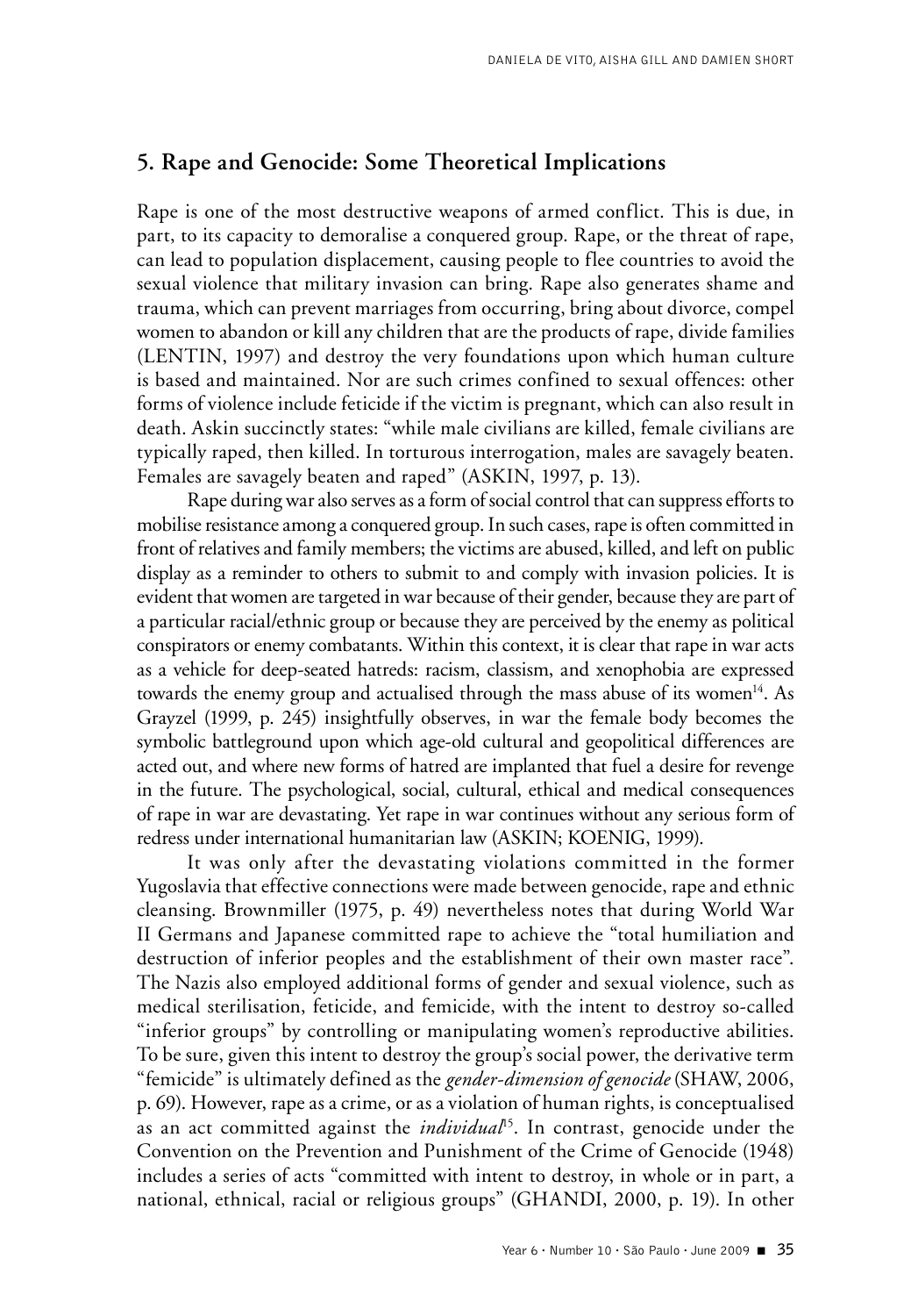## 5. Rape and Genocide: Some Theoretical Implications

Rape is one of the most destructive weapons of armed conflict. This is due, in part, to its capacity to demoralise a conquered group. Rape, or the threat of rape, can lead to population displacement, causing people to flee countries to avoid the sexual violence that military invasion can bring. Rape also generates shame and trauma, which can prevent marriages from occurring, bring about divorce, compel women to abandon or kill any children that are the products of rape, divide families (LENTIN, 1997) and destroy the very foundations upon which human culture is based and maintained. Nor are such crimes confined to sexual offences: other forms of violence include feticide if the victim is pregnant, which can also result in death. Askin succinctly states: "while male civilians are killed, female civilians are typically raped, then killed. In torturous interrogation, males are savagely beaten. Females are savagely beaten and raped" (ASKIN, 1997, p. 13).

Rape during war also serves as a form of social control that can suppress efforts to mobilise resistance among a conquered group. In such cases, rape is often committed in front of relatives and family members; the victims are abused, killed, and left on public display as a reminder to others to submit to and comply with invasion policies. It is evident that women are targeted in war because of their gender, because they are part of a particular racial/ethnic group or because they are perceived by the enemy as political conspirators or enemy combatants. Within this context, it is clear that rape in war acts as a vehicle for deep-seated hatreds: racism, classism, and xenophobia are expressed towards the enemy group and actualised through the mass abuse of its women[14]. As Grayzel (1999, p. 245) insightfully observes, in war the female body becomes the symbolic battleground upon which age-old cultural and geopolitical differences are acted out, and where new forms of hatred are implanted that fuel a desire for revenge in the future. The psychological, social, cultural, ethical and medical consequences of rape in war are devastating. Yet rape in war continues without any serious form of redress under international humanitarian law (ASKIN; KOENIG, 1999).

It was only after the devastating violations committed in the former Yugoslavia that effective connections were made between genocide, rape and ethnic cleansing. Brownmiller (1975, p. 49) nevertheless notes that during World War II Germans and Japanese committed rape to achieve the "total humiliation and destruction of inferior peoples and the establishment of their own master race". The Nazis also employed additional forms of gender and sexual violence, such as medical sterilisation, feticide, and femicide, with the intent to destroy so-called "inferior groups" by controlling or manipulating women's reproductive abilities. To be sure, given this intent to destroy the group's social power, the derivative term "femicide" is ultimately defined as the *gender-dimension of genocide* (SHAW, 2006, p. 69). However, rape as a crime, or as a violation of human rights, is conceptualised as an act committed against the *individual*[15]. In contrast, genocide under the Convention on the Prevention and Punishment of the Crime of Genocide (1948) includes a series of acts "committed with intent to destroy, in whole or in part, a national, ethnical, racial or religious groups" (GHANDI, 2000, p. 19). In other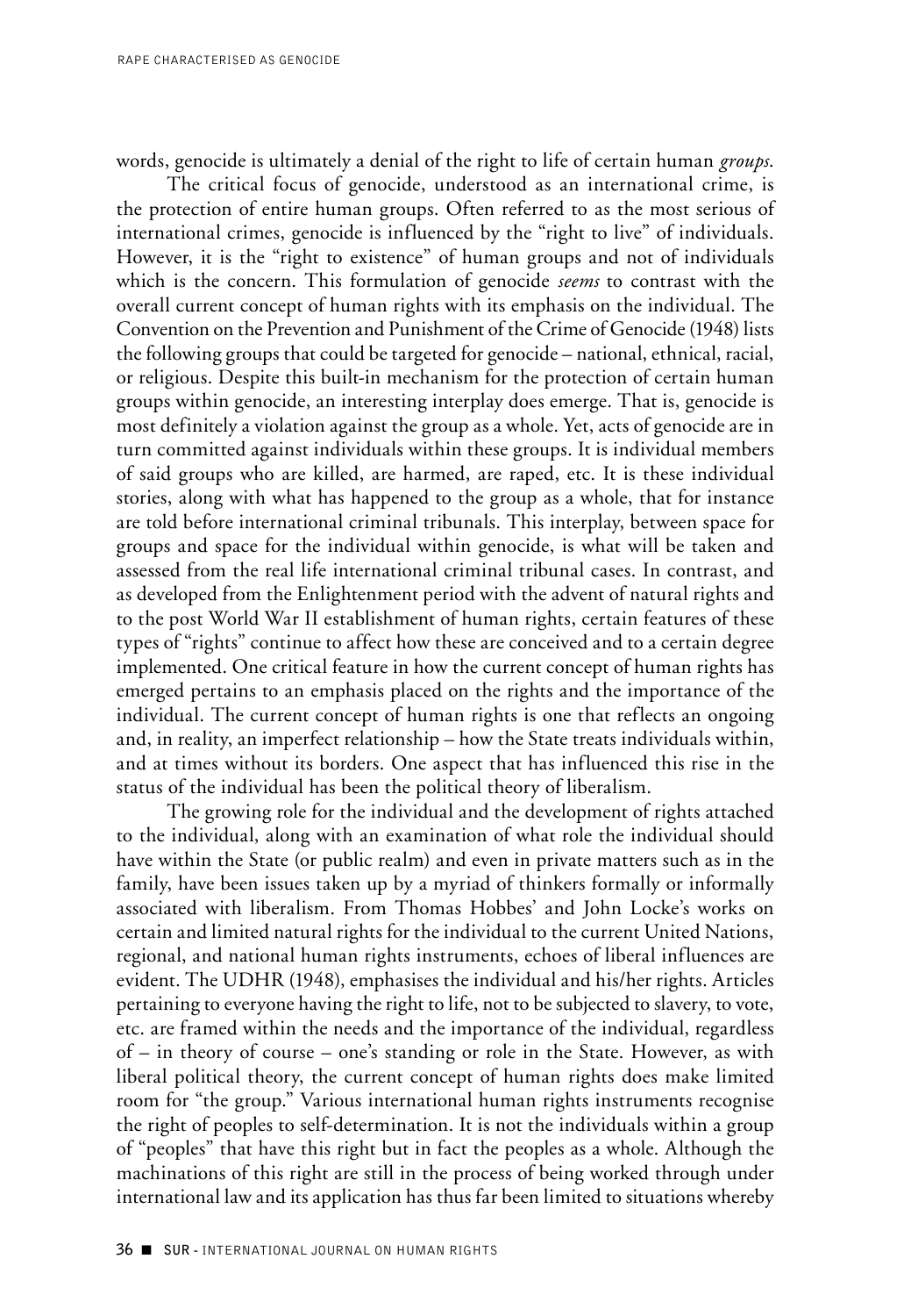words, genocide is ultimately a denial of the right to life of certain human *groups*.

The critical focus of genocide, understood as an international crime, is the protection of entire human groups. Often referred to as the most serious of international crimes, genocide is influenced by the "right to live" of individuals. However, it is the "right to existence" of human groups and not of individuals which is the concern. This formulation of genocide *seems* to contrast with the overall current concept of human rights with its emphasis on the individual. The Convention on the Prevention and Punishment of the Crime of Genocide (1948) lists the following groups that could be targeted for genocide – national, ethnical, racial, or religious. Despite this built-in mechanism for the protection of certain human groups within genocide, an interesting interplay does emerge. That is, genocide is most definitely a violation against the group as a whole. Yet, acts of genocide are in turn committed against individuals within these groups. It is individual members of said groups who are killed, are harmed, are raped, etc. It is these individual stories, along with what has happened to the group as a whole, that for instance are told before international criminal tribunals. This interplay, between space for groups and space for the individual within genocide, is what will be taken and assessed from the real life international criminal tribunal cases. In contrast, and as developed from the Enlightenment period with the advent of natural rights and to the post World War II establishment of human rights, certain features of these types of "rights" continue to affect how these are conceived and to a certain degree implemented. One critical feature in how the current concept of human rights has emerged pertains to an emphasis placed on the rights and the importance of the individual. The current concept of human rights is one that reflects an ongoing and, in reality, an imperfect relationship – how the State treats individuals within, and at times without its borders. One aspect that has influenced this rise in the status of the individual has been the political theory of liberalism.

The growing role for the individual and the development of rights attached to the individual, along with an examination of what role the individual should have within the State (or public realm) and even in private matters such as in the family, have been issues taken up by a myriad of thinkers formally or informally associated with liberalism. From Thomas Hobbes' and John Locke's works on certain and limited natural rights for the individual to the current United Nations, regional, and national human rights instruments, echoes of liberal influences are evident. The UDHR (1948), emphasises the individual and his/her rights. Articles pertaining to everyone having the right to life, not to be subjected to slavery, to vote, etc. are framed within the needs and the importance of the individual, regardless of – in theory of course – one's standing or role in the State. However, as with liberal political theory, the current concept of human rights does make limited room for "the group." Various international human rights instruments recognise the right of peoples to self-determination. It is not the individuals within a group of "peoples" that have this right but in fact the peoples as a whole. Although the machinations of this right are still in the process of being worked through under international law and its application has thus far been limited to situations whereby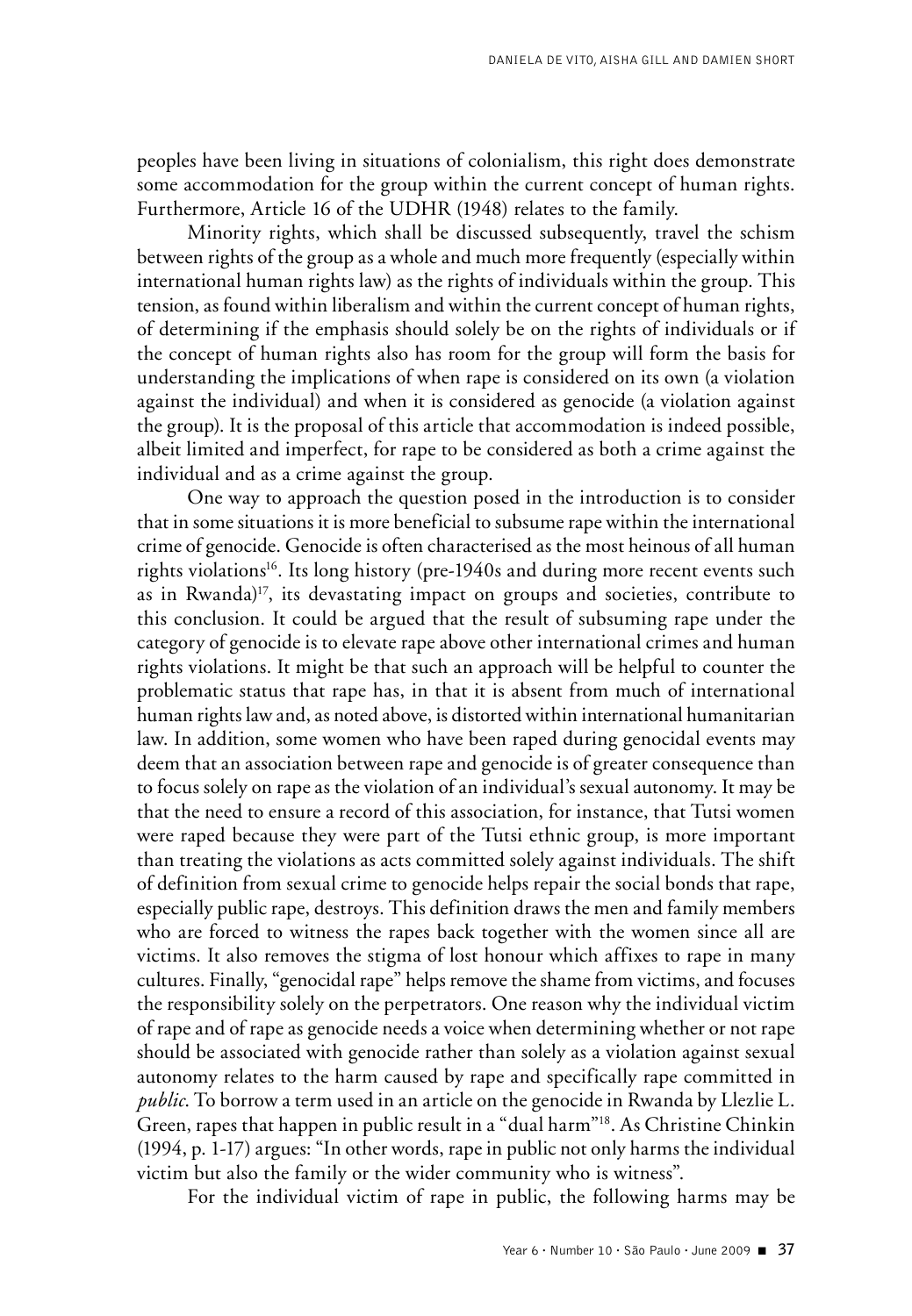peoples have been living in situations of colonialism, this right does demonstrate some accommodation for the group within the current concept of human rights. Furthermore, Article 16 of the UDHR (1948) relates to the family.

Minority rights, which shall be discussed subsequently, travel the schism between rights of the group as a whole and much more frequently (especially within international human rights law) as the rights of individuals within the group. This tension, as found within liberalism and within the current concept of human rights, of determining if the emphasis should solely be on the rights of individuals or if the concept of human rights also has room for the group will form the basis for understanding the implications of when rape is considered on its own (a violation against the individual) and when it is considered as genocide (a violation against the group). It is the proposal of this article that accommodation is indeed possible, albeit limited and imperfect, for rape to be considered as both a crime against the individual and as a crime against the group.

One way to approach the question posed in the introduction is to consider that in some situations it is more beneficial to subsume rape within the international crime of genocide. Genocide is often characterised as the most heinous of all human rights violations[16]. Its long history (pre-1940s and during more recent events such as in Rwanda)[17], its devastating impact on groups and societies, contribute to this conclusion. It could be argued that the result of subsuming rape under the category of genocide is to elevate rape above other international crimes and human rights violations. It might be that such an approach will be helpful to counter the problematic status that rape has, in that it is absent from much of international human rights law and, as noted above, is distorted within international humanitarian law. In addition, some women who have been raped during genocidal events may deem that an association between rape and genocide is of greater consequence than to focus solely on rape as the violation of an individual's sexual autonomy. It may be that the need to ensure a record of this association, for instance, that Tutsi women were raped because they were part of the Tutsi ethnic group, is more important than treating the violations as acts committed solely against individuals. The shift of definition from sexual crime to genocide helps repair the social bonds that rape, especially public rape, destroys. This definition draws the men and family members who are forced to witness the rapes back together with the women since all are victims. It also removes the stigma of lost honour which affixes to rape in many cultures. Finally, "genocidal rape" helps remove the shame from victims, and focuses the responsibility solely on the perpetrators. One reason why the individual victim of rape and of rape as genocide needs a voice when determining whether or not rape should be associated with genocide rather than solely as a violation against sexual autonomy relates to the harm caused by rape and specifically rape committed in *public*. To borrow a term used in an article on the genocide in Rwanda by Llezlie L. Green, rapes that happen in public result in a "dual harm"[18]. As Christine Chinkin (1994, p. 1-17) argues: "In other words, rape in public not only harms the individual victim but also the family or the wider community who is witness".

For the individual victim of rape in public, the following harms may be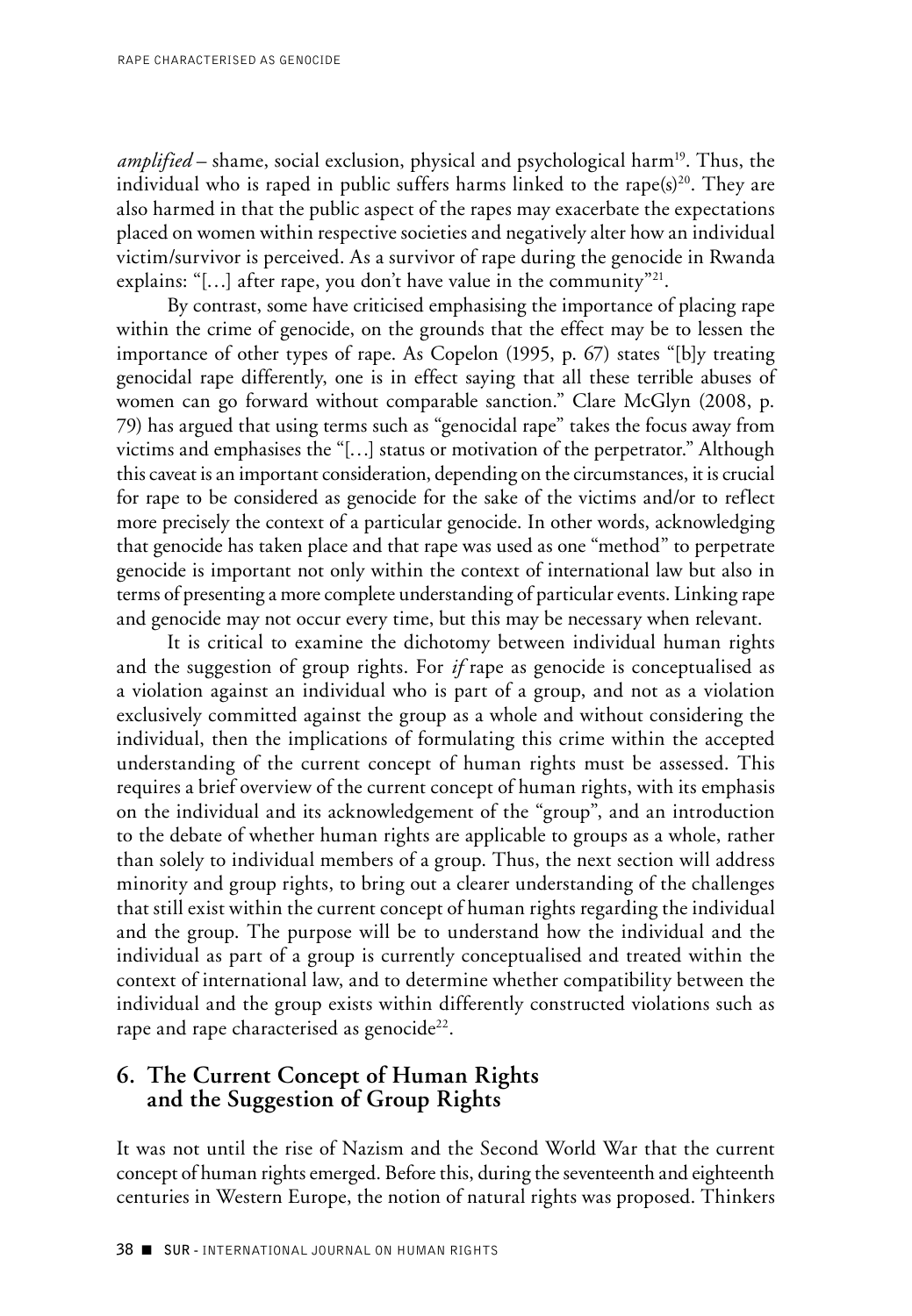*amplified* – shame, social exclusion, physical and psychological harm[19]. Thus, the individual who is raped in public suffers harms linked to the rape(s)[20]. They are also harmed in that the public aspect of the rapes may exacerbate the expectations placed on women within respective societies and negatively alter how an individual victim/survivor is perceived. As a survivor of rape during the genocide in Rwanda explains: "[…] after rape, you don't have value in the community"[21].

By contrast, some have criticised emphasising the importance of placing rape within the crime of genocide, on the grounds that the effect may be to lessen the importance of other types of rape. As Copelon (1995, p. 67) states "[b]y treating genocidal rape differently, one is in effect saying that all these terrible abuses of women can go forward without comparable sanction." Clare McGlyn (2008, p. 79) has argued that using terms such as "genocidal rape" takes the focus away from victims and emphasises the "[…] status or motivation of the perpetrator." Although this caveat is an important consideration, depending on the circumstances, it is crucial for rape to be considered as genocide for the sake of the victims and/or to reflect more precisely the context of a particular genocide. In other words, acknowledging that genocide has taken place and that rape was used as one "method" to perpetrate genocide is important not only within the context of international law but also in terms of presenting a more complete understanding of particular events. Linking rape and genocide may not occur every time, but this may be necessary when relevant.

It is critical to examine the dichotomy between individual human rights and the suggestion of group rights. For *if* rape as genocide is conceptualised as a violation against an individual who is part of a group, and not as a violation exclusively committed against the group as a whole and without considering the individual, then the implications of formulating this crime within the accepted understanding of the current concept of human rights must be assessed. This requires a brief overview of the current concept of human rights, with its emphasis on the individual and its acknowledgement of the "group", and an introduction to the debate of whether human rights are applicable to groups as a whole, rather than solely to individual members of a group. Thus, the next section will address minority and group rights, to bring out a clearer understanding of the challenges that still exist within the current concept of human rights regarding the individual and the group. The purpose will be to understand how the individual and the individual as part of a group is currently conceptualised and treated within the context of international law, and to determine whether compatibility between the individual and the group exists within differently constructed violations such as rape and rape characterised as genocide[22].

## 6. The Current Concept of Human Rights and the Suggestion of Group Rights

It was not until the rise of Nazism and the Second World War that the current concept of human rights emerged. Before this, during the seventeenth and eighteenth centuries in Western Europe, the notion of natural rights was proposed. Thinkers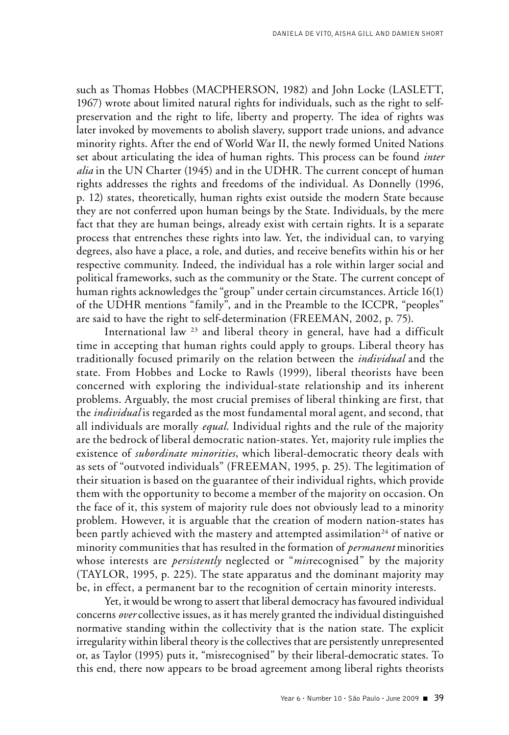such as Thomas Hobbes (MACPHERSON, 1982) and John Locke (LASLETT, 1967) wrote about limited natural rights for individuals, such as the right to self-preservation and the right to life, liberty and property. The idea of rights was later invoked by movements to abolish slavery, support trade unions, and advance minority rights. After the end of World War II, the newly formed United Nations set about articulating the idea of human rights. This process can be found *inter alia* in the UN Charter (1945) and in the UDHR. The current concept of human rights addresses the rights and freedoms of the individual. As Donnelly (1996, p. 12) states, theoretically, human rights exist outside the modern State because they are not conferred upon human beings by the State. Individuals, by the mere fact that they are human beings, already exist with certain rights. It is a separate process that entrenches these rights into law. Yet, the individual can, to varying degrees, also have a place, a role, and duties, and receive benefits within his or her respective community. Indeed, the individual has a role within larger social and political frameworks, such as the community or the State. The current concept of human rights acknowledges the "group" under certain circumstances. Article 16(1) of the UDHR mentions "family", and in the Preamble to the ICCPR, "peoples" are said to have the right to self-determination (FREEMAN, 2002, p. 75).

International law [23] and liberal theory in general, have had a difficult time in accepting that human rights could apply to groups. Liberal theory has traditionally focused primarily on the relation between the *individual* and the state. From Hobbes and Locke to Rawls (1999), liberal theorists have been concerned with exploring the individual-state relationship and its inherent problems. Arguably, the most crucial premises of liberal thinking are first, that the *individual* is regarded as the most fundamental moral agent, and second, that all individuals are morally *equal*. Individual rights and the rule of the majority are the bedrock of liberal democratic nation-states. Yet, majority rule implies the existence of *subordinate minorities*, which liberal-democratic theory deals with as sets of "outvoted individuals" (FREEMAN, 1995, p. 25). The legitimation of their situation is based on the guarantee of their individual rights, which provide them with the opportunity to become a member of the majority on occasion. On the face of it, this system of majority rule does not obviously lead to a minority problem. However, it is arguable that the creation of modern nation-states has been partly achieved with the mastery and attempted assimilation[24] of native or minority communities that has resulted in the formation of *permanent* minorities whose interests are *persistently* neglected or "*mis*recognised" by the majority (TAYLOR, 1995, p. 225). The state apparatus and the dominant majority may be, in effect, a permanent bar to the recognition of certain minority interests.

Yet, it would be wrong to assert that liberal democracy has favoured individual concerns *over* collective issues, as it has merely granted the individual distinguished normative standing within the collectivity that is the nation state. The explicit irregularity within liberal theory is the collectives that are persistently unrepresented or, as Taylor (1995) puts it, "misrecognised" by their liberal-democratic states. To this end, there now appears to be broad agreement among liberal rights theorists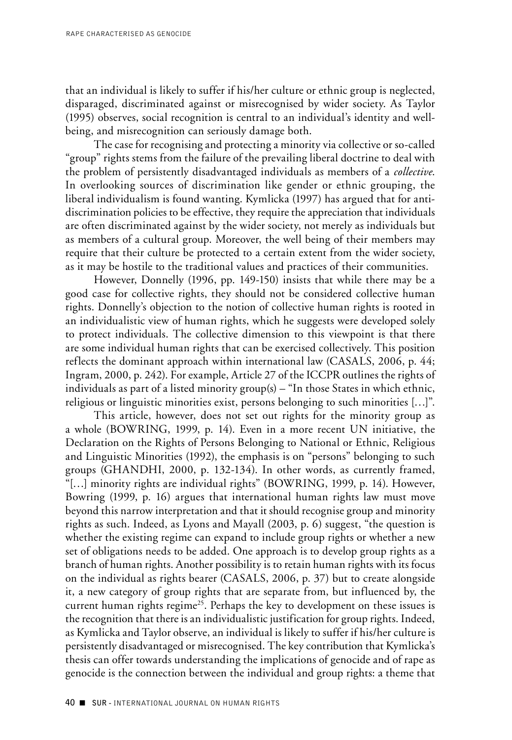that an individual is likely to suffer if his/her culture or ethnic group is neglected, disparaged, discriminated against or misrecognised by wider society. As Taylor (1995) observes, social recognition is central to an individual's identity and well-being, and misrecognition can seriously damage both.

The case for recognising and protecting a minority via collective or so-called "group" rights stems from the failure of the prevailing liberal doctrine to deal with the problem of persistently disadvantaged individuals as members of a *collective*. In overlooking sources of discrimination like gender or ethnic grouping, the liberal individualism is found wanting. Kymlicka (1997) has argued that for anti-discrimination policies to be effective, they require the appreciation that individuals are often discriminated against by the wider society, not merely as individuals but as members of a cultural group. Moreover, the well being of their members may require that their culture be protected to a certain extent from the wider society, as it may be hostile to the traditional values and practices of their communities.

However, Donnelly (1996, pp. 149-150) insists that while there may be a good case for collective rights, they should not be considered collective human rights. Donnelly's objection to the notion of collective human rights is rooted in an individualistic view of human rights, which he suggests were developed solely to protect individuals. The collective dimension to this viewpoint is that there are some individual human rights that can be exercised collectively. This position reflects the dominant approach within international law (CASALS, 2006, p. 44; Ingram, 2000, p. 242). For example, Article 27 of the ICCPR outlines the rights of individuals as part of a listed minority group(s) – "In those States in which ethnic, religious or linguistic minorities exist, persons belonging to such minorities […]".

This article, however, does not set out rights for the minority group as a whole (BOWRING, 1999, p. 14). Even in a more recent UN initiative, the Declaration on the Rights of Persons Belonging to National or Ethnic, Religious and Linguistic Minorities (1992), the emphasis is on "persons" belonging to such groups (GHANDHI, 2000, p. 132-134). In other words, as currently framed, "[…] minority rights are individual rights" (BOWRING, 1999, p. 14). However, Bowring (1999, p. 16) argues that international human rights law must move beyond this narrow interpretation and that it should recognise group and minority rights as such. Indeed, as Lyons and Mayall (2003, p. 6) suggest, "the question is whether the existing regime can expand to include group rights or whether a new set of obligations needs to be added. One approach is to develop group rights as a branch of human rights. Another possibility is to retain human rights with its focus on the individual as rights bearer (CASALS, 2006, p. 37) but to create alongside it, a new category of group rights that are separate from, but influenced by, the current human rights regime[25]. Perhaps the key to development on these issues is the recognition that there is an individualistic justification for group rights. Indeed, as Kymlicka and Taylor observe, an individual is likely to suffer if his/her culture is persistently disadvantaged or misrecognised. The key contribution that Kymlicka's thesis can offer towards understanding the implications of genocide and of rape as genocide is the connection between the individual and group rights: a theme that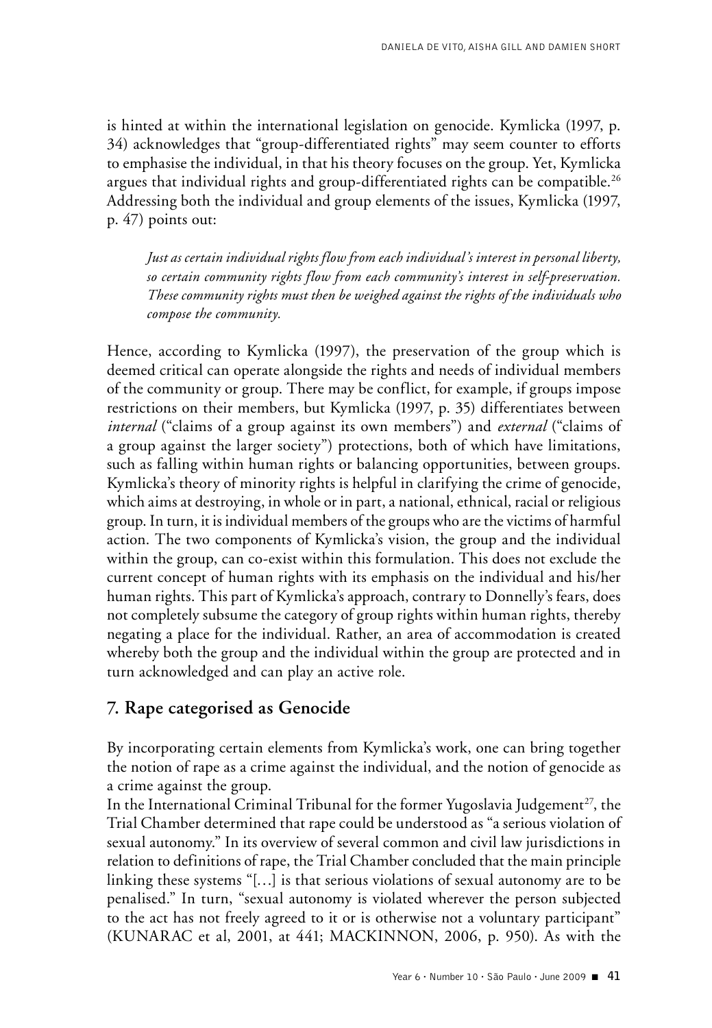is hinted at within the international legislation on genocide. Kymlicka (1997, p. 34) acknowledges that "group-differentiated rights" may seem counter to efforts to emphasise the individual, in that his theory focuses on the group. Yet, Kymlicka argues that individual rights and group-differentiated rights can be compatible.[26] Addressing both the individual and group elements of the issues, Kymlicka (1997, p. 47) points out:

> *Just as certain individual rights flow from each individual's interest in personal liberty, so certain community rights flow from each community's interest in self-preservation. These community rights must then be weighed against the rights of the individuals who compose the community.*

Hence, according to Kymlicka (1997), the preservation of the group which is deemed critical can operate alongside the rights and needs of individual members of the community or group. There may be conflict, for example, if groups impose restrictions on their members, but Kymlicka (1997, p. 35) differentiates between *internal* ("claims of a group against its own members") and *external* ("claims of a group against the larger society") protections, both of which have limitations, such as falling within human rights or balancing opportunities, between groups. Kymlicka's theory of minority rights is helpful in clarifying the crime of genocide, which aims at destroying, in whole or in part, a national, ethnical, racial or religious group. In turn, it is individual members of the groups who are the victims of harmful action. The two components of Kymlicka's vision, the group and the individual within the group, can co-exist within this formulation. This does not exclude the current concept of human rights with its emphasis on the individual and his/her human rights. This part of Kymlicka's approach, contrary to Donnelly's fears, does not completely subsume the category of group rights within human rights, thereby negating a place for the individual. Rather, an area of accommodation is created whereby both the group and the individual within the group are protected and in turn acknowledged and can play an active role.

## 7. Rape categorised as Genocide

By incorporating certain elements from Kymlicka's work, one can bring together the notion of rape as a crime against the individual, and the notion of genocide as a crime against the group.

In the International Criminal Tribunal for the former Yugoslavia Judgement[27], the Trial Chamber determined that rape could be understood as "a serious violation of sexual autonomy." In its overview of several common and civil law jurisdictions in relation to definitions of rape, the Trial Chamber concluded that the main principle linking these systems "[…] is that serious violations of sexual autonomy are to be penalised." In turn, "sexual autonomy is violated wherever the person subjected to the act has not freely agreed to it or is otherwise not a voluntary participant" (KUNARAC et al, 2001, at 441; MACKINNON, 2006, p. 950). As with the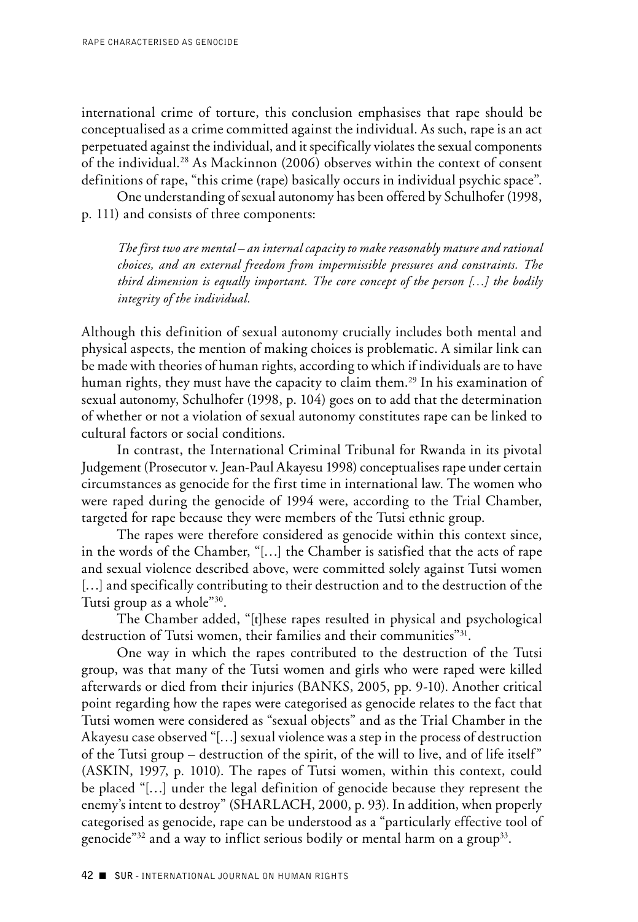international crime of torture, this conclusion emphasises that rape should be conceptualised as a crime committed against the individual. As such, rape is an act perpetuated against the individual, and it specifically violates the sexual components of the individual.[28] As Mackinnon (2006) observes within the context of consent definitions of rape, "this crime (rape) basically occurs in individual psychic space".

One understanding of sexual autonomy has been offered by Schulhofer (1998, p. 111) and consists of three components:

> *The first two are mental – an internal capacity to make reasonably mature and rational choices, and an external freedom from impermissible pressures and constraints. The third dimension is equally important. The core concept of the person […] the bodily integrity of the individual.*

Although this definition of sexual autonomy crucially includes both mental and physical aspects, the mention of making choices is problematic. A similar link can be made with theories of human rights, according to which if individuals are to have human rights, they must have the capacity to claim them.[29] In his examination of sexual autonomy, Schulhofer (1998, p. 104) goes on to add that the determination of whether or not a violation of sexual autonomy constitutes rape can be linked to cultural factors or social conditions.

In contrast, the International Criminal Tribunal for Rwanda in its pivotal Judgement (Prosecutor v. Jean-Paul Akayesu 1998) conceptualises rape under certain circumstances as genocide for the first time in international law. The women who were raped during the genocide of 1994 were, according to the Trial Chamber, targeted for rape because they were members of the Tutsi ethnic group.

The rapes were therefore considered as genocide within this context since, in the words of the Chamber, "[…] the Chamber is satisfied that the acts of rape and sexual violence described above, were committed solely against Tutsi women […] and specifically contributing to their destruction and to the destruction of the Tutsi group as a whole"[30].

The Chamber added, "[t]hese rapes resulted in physical and psychological destruction of Tutsi women, their families and their communities"[31].

One way in which the rapes contributed to the destruction of the Tutsi group, was that many of the Tutsi women and girls who were raped were killed afterwards or died from their injuries (BANKS, 2005, pp. 9-10). Another critical point regarding how the rapes were categorised as genocide relates to the fact that Tutsi women were considered as "sexual objects" and as the Trial Chamber in the Akayesu case observed "[…] sexual violence was a step in the process of destruction of the Tutsi group – destruction of the spirit, of the will to live, and of life itself" (ASKIN, 1997, p. 1010). The rapes of Tutsi women, within this context, could be placed "[…] under the legal definition of genocide because they represent the enemy's intent to destroy" (SHARLACH, 2000, p. 93). In addition, when properly categorised as genocide, rape can be understood as a "particularly effective tool of genocide"[32] and a way to inflict serious bodily or mental harm on a group[33].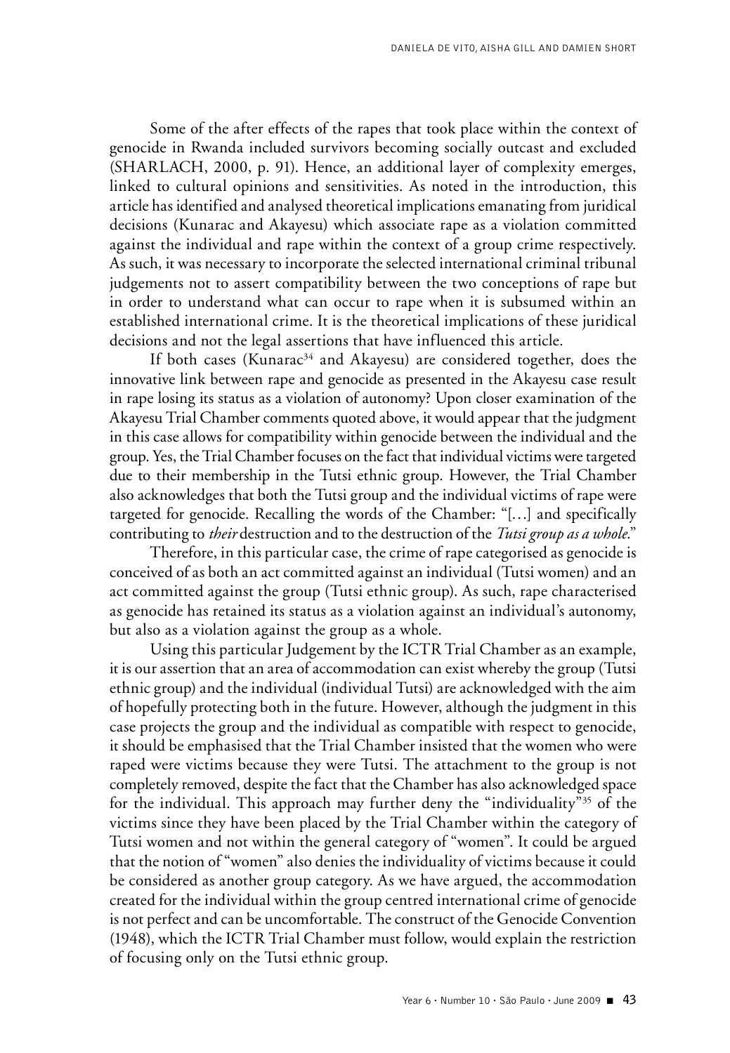Some of the after effects of the rapes that took place within the context of genocide in Rwanda included survivors becoming socially outcast and excluded (SHARLACH, 2000, p. 91). Hence, an additional layer of complexity emerges, linked to cultural opinions and sensitivities. As noted in the introduction, this article has identified and analysed theoretical implications emanating from juridical decisions (Kunarac and Akayesu) which associate rape as a violation committed against the individual and rape within the context of a group crime respectively. As such, it was necessary to incorporate the selected international criminal tribunal judgements not to assert compatibility between the two conceptions of rape but in order to understand what can occur to rape when it is subsumed within an established international crime. It is the theoretical implications of these juridical decisions and not the legal assertions that have influenced this article.

If both cases (Kunarac[34] and Akayesu) are considered together, does the innovative link between rape and genocide as presented in the Akayesu case result in rape losing its status as a violation of autonomy? Upon closer examination of the Akayesu Trial Chamber comments quoted above, it would appear that the judgment in this case allows for compatibility within genocide between the individual and the group. Yes, the Trial Chamber focuses on the fact that individual victims were targeted due to their membership in the Tutsi ethnic group. However, the Trial Chamber also acknowledges that both the Tutsi group and the individual victims of rape were targeted for genocide. Recalling the words of the Chamber: "[…] and specifically contributing to *their* destruction and to the destruction of the *Tutsi group as a whole*."

Therefore, in this particular case, the crime of rape categorised as genocide is conceived of as both an act committed against an individual (Tutsi women) and an act committed against the group (Tutsi ethnic group). As such, rape characterised as genocide has retained its status as a violation against an individual's autonomy, but also as a violation against the group as a whole.

Using this particular Judgement by the ICTR Trial Chamber as an example, it is our assertion that an area of accommodation can exist whereby the group (Tutsi ethnic group) and the individual (individual Tutsi) are acknowledged with the aim of hopefully protecting both in the future. However, although the judgment in this case projects the group and the individual as compatible with respect to genocide, it should be emphasised that the Trial Chamber insisted that the women who were raped were victims because they were Tutsi. The attachment to the group is not completely removed, despite the fact that the Chamber has also acknowledged space for the individual. This approach may further deny the "individuality"[35] of the victims since they have been placed by the Trial Chamber within the category of Tutsi women and not within the general category of "women". It could be argued that the notion of "women" also denies the individuality of victims because it could be considered as another group category. As we have argued, the accommodation created for the individual within the group centred international crime of genocide is not perfect and can be uncomfortable. The construct of the Genocide Convention (1948), which the ICTR Trial Chamber must follow, would explain the restriction of focusing only on the Tutsi ethnic group.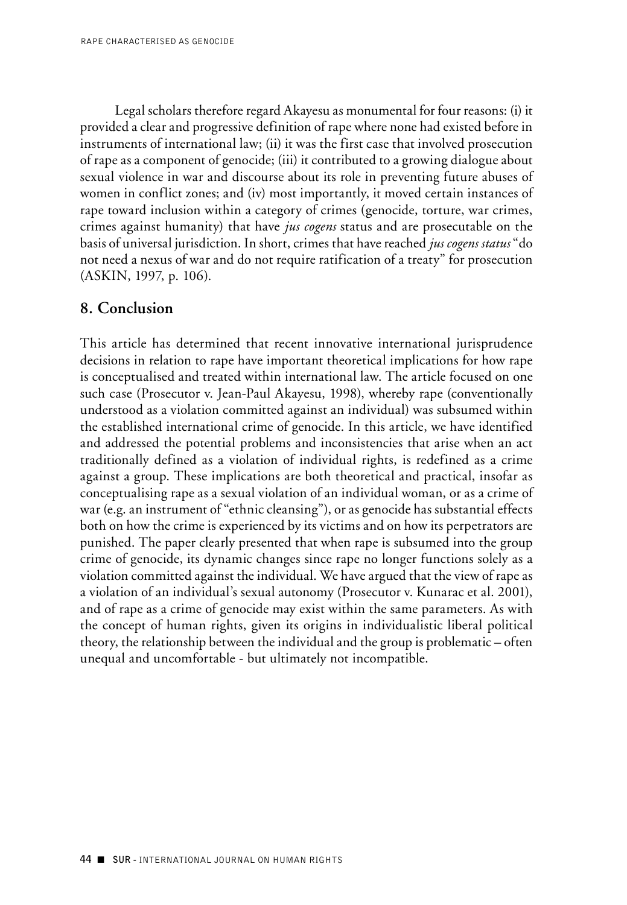Legal scholars therefore regard Akayesu as monumental for four reasons: (i) it provided a clear and progressive definition of rape where none had existed before in instruments of international law; (ii) it was the first case that involved prosecution of rape as a component of genocide; (iii) it contributed to a growing dialogue about sexual violence in war and discourse about its role in preventing future abuses of women in conflict zones; and (iv) most importantly, it moved certain instances of rape toward inclusion within a category of crimes (genocide, torture, war crimes, crimes against humanity) that have *jus cogens* status and are prosecutable on the basis of universal jurisdiction. In short, crimes that have reached *jus cogens status* "do not need a nexus of war and do not require ratification of a treaty" for prosecution (ASKIN, 1997, p. 106).

## 8. Conclusion

This article has determined that recent innovative international jurisprudence decisions in relation to rape have important theoretical implications for how rape is conceptualised and treated within international law. The article focused on one such case (Prosecutor v. Jean-Paul Akayesu, 1998), whereby rape (conventionally understood as a violation committed against an individual) was subsumed within the established international crime of genocide. In this article, we have identified and addressed the potential problems and inconsistencies that arise when an act traditionally defined as a violation of individual rights, is redefined as a crime against a group. These implications are both theoretical and practical, insofar as conceptualising rape as a sexual violation of an individual woman, or as a crime of war (e.g. an instrument of "ethnic cleansing"), or as genocide has substantial effects both on how the crime is experienced by its victims and on how its perpetrators are punished. The paper clearly presented that when rape is subsumed into the group crime of genocide, its dynamic changes since rape no longer functions solely as a violation committed against the individual. We have argued that the view of rape as a violation of an individual's sexual autonomy (Prosecutor v. Kunarac et al. 2001), and of rape as a crime of genocide may exist within the same parameters. As with the concept of human rights, given its origins in individualistic liberal political theory, the relationship between the individual and the group is problematic – often unequal and uncomfortable - but ultimately not incompatible.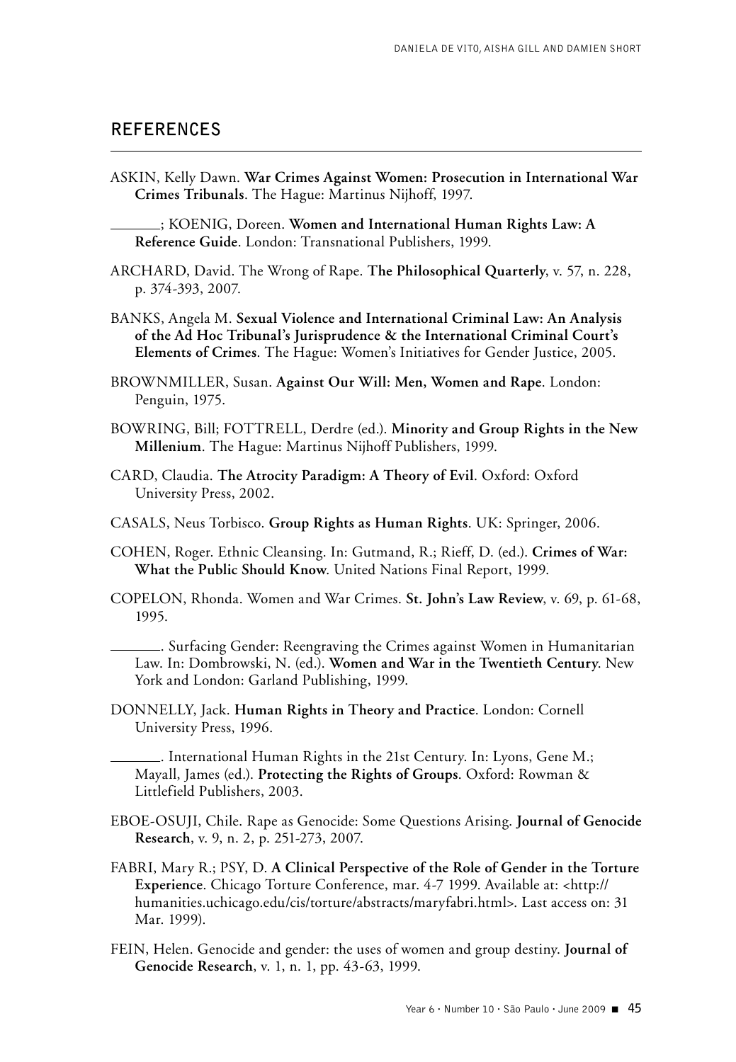## REFERENCES

ASKIN, Kelly Dawn. **War Crimes Against Women: Prosecution in International War Crimes Tribunals**. The Hague: Martinus Nijhoff, 1997.

\_\_\_\_\_\_\_; KOENIG, Doreen. **Women and International Human Rights Law: A Reference Guide**. London: Transnational Publishers, 1999.

ARCHARD, David. The Wrong of Rape. **The Philosophical Quarterly**, v. 57, n. 228, p. 374-393, 2007.

BANKS, Angela M. **Sexual Violence and International Criminal Law: An Analysis of the Ad Hoc Tribunal's Jurisprudence & the International Criminal Court's Elements of Crimes**. The Hague: Women's Initiatives for Gender Justice, 2005.

BROWNMILLER, Susan. **Against Our Will: Men, Women and Rape**. London: Penguin, 1975.

BOWRING, Bill; FOTTRELL, Derdre (ed.). **Minority and Group Rights in the New Millenium**. The Hague: Martinus Nijhoff Publishers, 1999.

CARD, Claudia. **The Atrocity Paradigm: A Theory of Evil**. Oxford: Oxford University Press, 2002.

CASALS, Neus Torbisco. **Group Rights as Human Rights**. UK: Springer, 2006.

COHEN, Roger. Ethnic Cleansing. In: Gutmand, R.; Rieff, D. (ed.). **Crimes of War: What the Public Should Know**. United Nations Final Report, 1999.

COPELON, Rhonda. Women and War Crimes. **St. John's Law Review**, v. 69, p. 61-68, 1995.

\_\_\_\_\_\_\_. Surfacing Gender: Reengraving the Crimes against Women in Humanitarian Law. In: Dombrowski, N. (ed.). **Women and War in the Twentieth Century**. New York and London: Garland Publishing, 1999.

DONNELLY, Jack. **Human Rights in Theory and Practice**. London: Cornell University Press, 1996.

\_\_\_\_\_\_\_. International Human Rights in the 21st Century. In: Lyons, Gene M.; Mayall, James (ed.). **Protecting the Rights of Groups**. Oxford: Rowman & Littlefield Publishers, 2003.

EBOE-OSUJI, Chile. Rape as Genocide: Some Questions Arising. **Journal of Genocide Research**, v. 9, n. 2, p. 251-273, 2007.

FABRI, Mary R.; PSY, D. **A Clinical Perspective of the Role of Gender in the Torture Experience**. Chicago Torture Conference, mar. 4-7 1999. Available at: <http://humanities.uchicago.edu/cis/torture/abstracts/maryfabri.html>. Last access on: 31 Mar. 1999).

FEIN, Helen. Genocide and gender: the uses of women and group destiny. **Journal of Genocide Research**, v. 1, n. 1, pp. 43-63, 1999.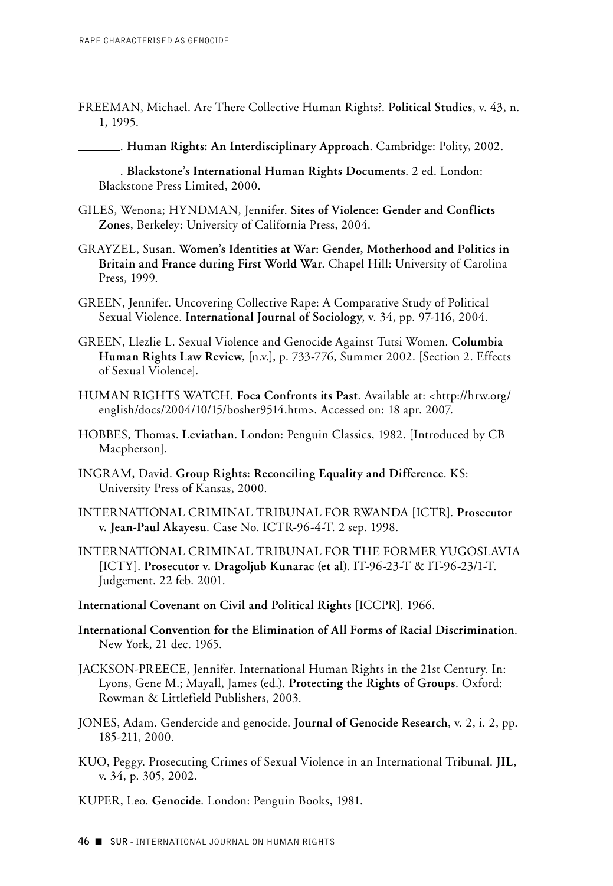FREEMAN, Michael. Are There Collective Human Rights?. **Political Studies**, v. 43, n. 1, 1995.

_______. **Human Rights: An Interdisciplinary Approach**. Cambridge: Polity, 2002.

_______. **Blackstone's International Human Rights Documents**. 2 ed. London: Blackstone Press Limited, 2000.

GILES, Wenona; HYNDMAN, Jennifer. **Sites of Violence: Gender and Conflicts Zones**, Berkeley: University of California Press, 2004.

GRAYZEL, Susan. **Women's Identities at War: Gender, Motherhood and Politics in Britain and France during First World War**. Chapel Hill: University of Carolina Press, 1999.

GREEN, Jennifer. Uncovering Collective Rape: A Comparative Study of Political Sexual Violence. **International Journal of Sociology**, v. 34, pp. 97-116, 2004.

GREEN, Llezlie L. Sexual Violence and Genocide Against Tutsi Women. **Columbia Human Rights Law Review,** [n.v.], p. 733-776, Summer 2002. [Section 2. Effects of Sexual Violence].

HUMAN RIGHTS WATCH. **Foca Confronts its Past**. Available at: <http://hrw.org/english/docs/2004/10/15/bosher9514.htm>. Accessed on: 18 apr. 2007.

HOBBES, Thomas. **Leviathan**. London: Penguin Classics, 1982. [Introduced by CB Macpherson].

INGRAM, David. **Group Rights: Reconciling Equality and Difference**. KS: University Press of Kansas, 2000.

INTERNATIONAL CRIMINAL TRIBUNAL FOR RWANDA [ICTR]. **Prosecutor v. Jean-Paul Akayesu**. Case No. ICTR-96-4-T. 2 sep. 1998.

INTERNATIONAL CRIMINAL TRIBUNAL FOR THE FORMER YUGOSLAVIA [ICTY]. **Prosecutor v. Dragoljub Kunarac (et al)**. IT-96-23-T & IT-96-23/1-T. Judgement. 22 feb. 2001.

**International Covenant on Civil and Political Rights** [ICCPR]. 1966.

**International Convention for the Elimination of All Forms of Racial Discrimination**. New York, 21 dec. 1965.

JACKSON-PREECE, Jennifer. International Human Rights in the 21st Century. In: Lyons, Gene M.; Mayall, James (ed.). **Protecting the Rights of Groups**. Oxford: Rowman & Littlefield Publishers, 2003.

JONES, Adam. Gendercide and genocide. **Journal of Genocide Research**, v. 2, i. 2, pp. 185-211, 2000.

KUO, Peggy. Prosecuting Crimes of Sexual Violence in an International Tribunal. **JIL**, v. 34, p. 305, 2002.

KUPER, Leo. **Genocide**. London: Penguin Books, 1981.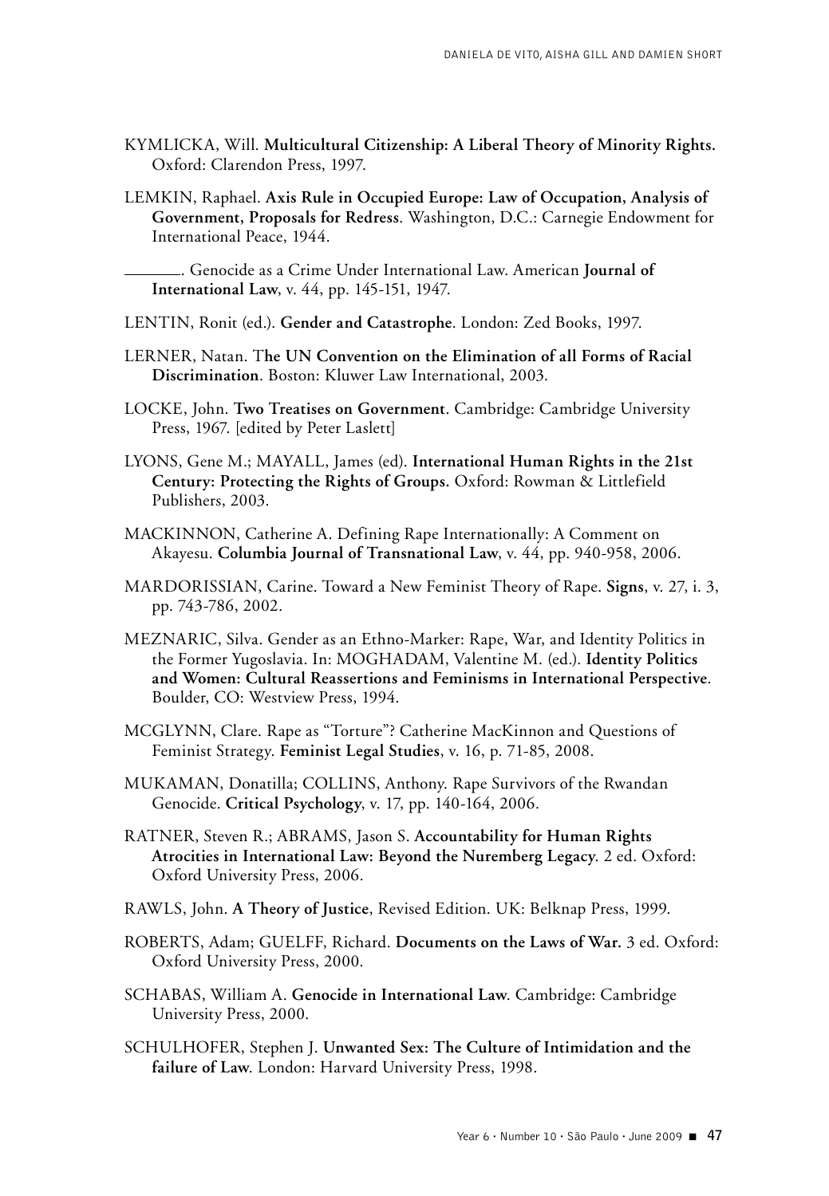KYMLICKA, Will. **Multicultural Citizenship: A Liberal Theory of Minority Rights.** Oxford: Clarendon Press, 1997.

LEMKIN, Raphael. **Axis Rule in Occupied Europe: Law of Occupation, Analysis of Government, Proposals for Redress**. Washington, D.C.: Carnegie Endowment for International Peace, 1944.

\_\_\_\_\_\_\_. Genocide as a Crime Under International Law. American **Journal of International Law**, v. 44, pp. 145-151, 1947.

LENTIN, Ronit (ed.). **Gender and Catastrophe**. London: Zed Books, 1997.

LERNER, Natan. T**he UN Convention on the Elimination of all Forms of Racial Discrimination**. Boston: Kluwer Law International, 2003.

LOCKE, John. **Two Treatises on Government**. Cambridge: Cambridge University Press, 1967. [edited by Peter Laslett]

LYONS, Gene M.; MAYALL, James (ed). **International Human Rights in the 21st Century: Protecting the Rights of Groups.** Oxford: Rowman & Littlefield Publishers, 2003.

MACKINNON, Catherine A. Defining Rape Internationally: A Comment on Akayesu. **Columbia Journal of Transnational Law**, v. 44, pp. 940-958, 2006.

MARDORISSIAN, Carine. Toward a New Feminist Theory of Rape. **Signs**, v. 27, i. 3, pp. 743-786, 2002.

MEZNARIC, Silva. Gender as an Ethno-Marker: Rape, War, and Identity Politics in the Former Yugoslavia. In: MOGHADAM, Valentine M. (ed.). **Identity Politics and Women: Cultural Reassertions and Feminisms in International Perspective**. Boulder, CO: Westview Press, 1994.

MCGLYNN, Clare. Rape as "Torture"? Catherine MacKinnon and Questions of Feminist Strategy. **Feminist Legal Studies**, v. 16, p. 71-85, 2008.

MUKAMAN, Donatilla; COLLINS, Anthony. Rape Survivors of the Rwandan Genocide. **Critical Psychology**, v. 17, pp. 140-164, 2006.

RATNER, Steven R.; ABRAMS, Jason S. **Accountability for Human Rights Atrocities in International Law: Beyond the Nuremberg Legacy**. 2 ed. Oxford: Oxford University Press, 2006.

RAWLS, John. **A Theory of Justice**, Revised Edition. UK: Belknap Press, 1999.

ROBERTS, Adam; GUELFF, Richard. **Documents on the Laws of War.** 3 ed. Oxford: Oxford University Press, 2000.

SCHABAS, William A. **Genocide in International Law**. Cambridge: Cambridge University Press, 2000.

SCHULHOFER, Stephen J. **Unwanted Sex: The Culture of Intimidation and the failure of Law**. London: Harvard University Press, 1998.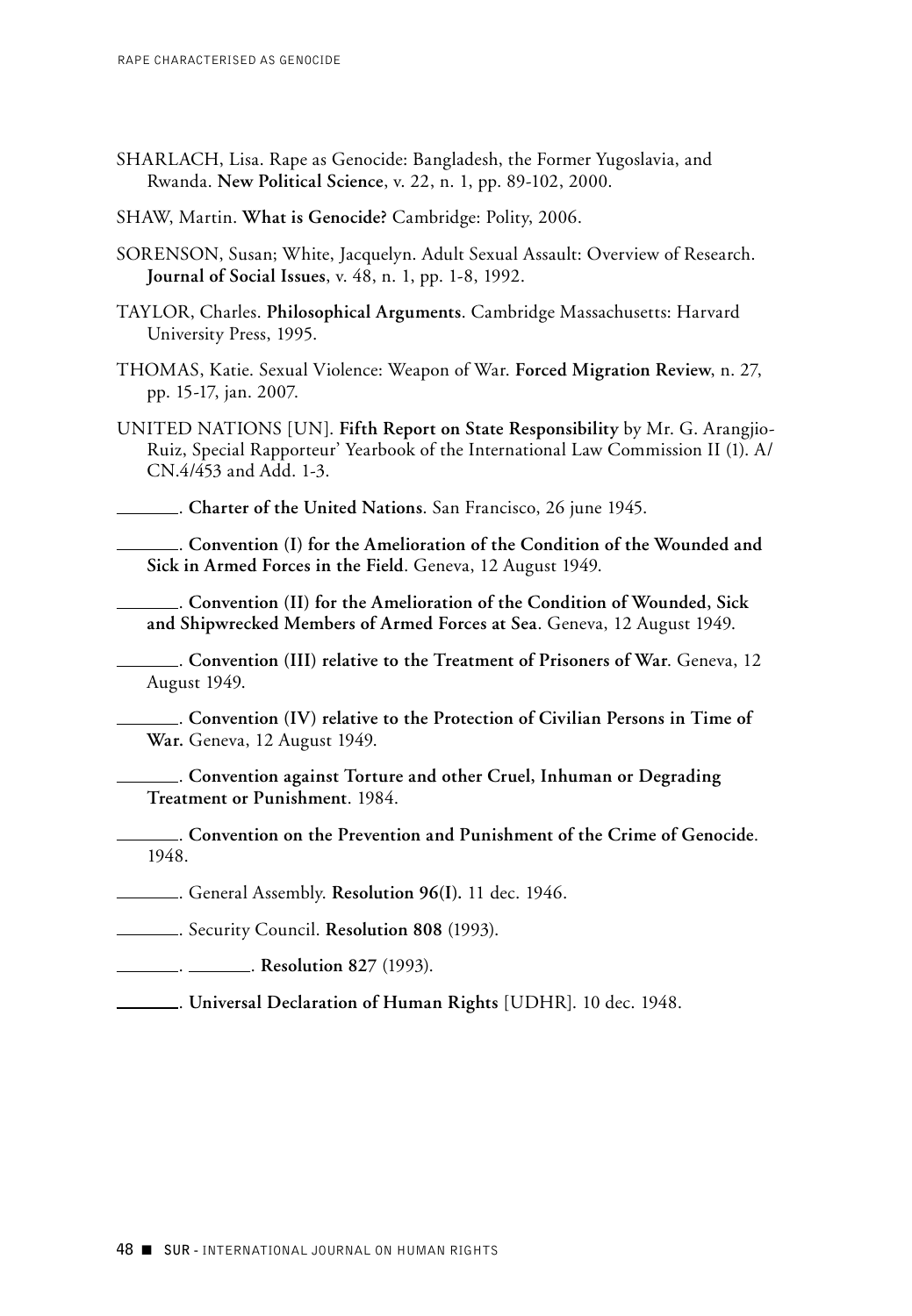SHARLACH, Lisa. Rape as Genocide: Bangladesh, the Former Yugoslavia, and Rwanda. **New Political Science**, v. 22, n. 1, pp. 89-102, 2000.

SHAW, Martin. **What is Genocide?** Cambridge: Polity, 2006.

SORENSON, Susan; White, Jacquelyn. Adult Sexual Assault: Overview of Research. **Journal of Social Issues**, v. 48, n. 1, pp. 1-8, 1992.

TAYLOR, Charles. **Philosophical Arguments**. Cambridge Massachusetts: Harvard University Press, 1995.

THOMAS, Katie. Sexual Violence: Weapon of War. **Forced Migration Review**, n. 27, pp. 15-17, jan. 2007.

UNITED NATIONS [UN]. **Fifth Report on State Responsibility** by Mr. G. Arangjio-Ruiz, Special Rapporteur' Yearbook of the International Law Commission II (1). A/CN.4/453 and Add. 1-3.

_______. **Charter of the United Nations**. San Francisco, 26 june 1945.

_______. **Convention (I) for the Amelioration of the Condition of the Wounded and Sick in Armed Forces in the Field**. Geneva, 12 August 1949.

_______. **Convention (II) for the Amelioration of the Condition of Wounded, Sick and Shipwrecked Members of Armed Forces at Sea**. Geneva, 12 August 1949.

_______. **Convention (III) relative to the Treatment of Prisoners of War**. Geneva, 12 August 1949.

_______. **Convention (IV) relative to the Protection of Civilian Persons in Time of War.** Geneva, 12 August 1949.

_______. **Convention against Torture and other Cruel, Inhuman or Degrading Treatment or Punishment**. 1984.

_______. **Convention on the Prevention and Punishment of the Crime of Genocide**. 1948.

_______. General Assembly. **Resolution 96(I).** 11 dec. 1946.

_______. Security Council. **Resolution 808** (1993).

_______. _______. **Resolution 827** (1993).

_______. **Universal Declaration of Human Rights** [UDHR]. 10 dec. 1948.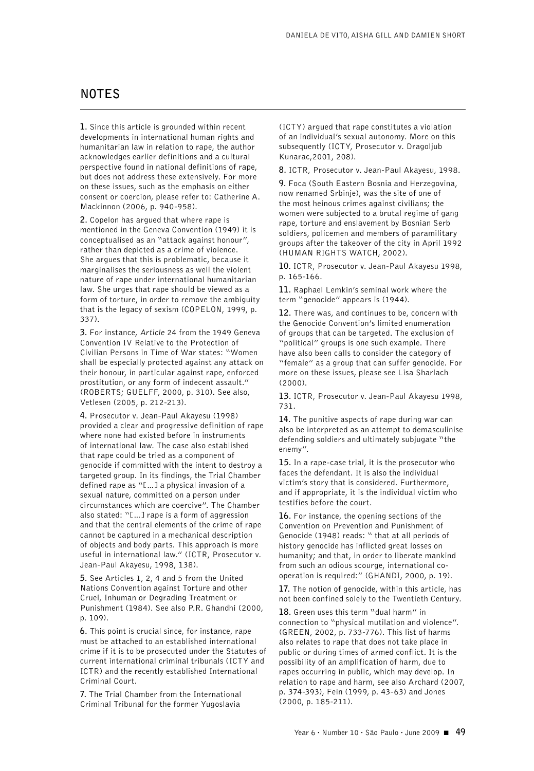## NOTES

**1.** Since this article is grounded within recent developments in international human rights and humanitarian law in relation to rape, the author acknowledges earlier definitions and a cultural perspective found in national definitions of rape, but does not address these extensively. For more on these issues, such as the emphasis on either consent or coercion, please refer to: Catherine A. Mackinnon (2006, p. 940-958).

**2.** Copelon has argued that where rape is mentioned in the Geneva Convention (1949) it is conceptualised as an "attack against honour", rather than depicted as a crime of violence. She argues that this is problematic, because it marginalises the seriousness as well the violent nature of rape under international humanitarian law. She urges that rape should be viewed as a form of torture, in order to remove the ambiguity that is the legacy of sexism (COPELON, 1999, p. 337).

**3.** For instance, *Article* 24 from the 1949 Geneva Convention IV Relative to the Protection of Civilian Persons in Time of War states: "Women shall be especially protected against any attack on their honour, in particular against rape, enforced prostitution, or any form of indecent assault." (ROBERTS; GUELFF, 2000, p. 310). See also, Vetlesen (2005, p. 212-213).

**4.** Prosecutor v. Jean-Paul Akayesu (1998) provided a clear and progressive definition of rape where none had existed before in instruments of international law. The case also established that rape could be tried as a component of genocide if committed with the intent to destroy a targeted group. In its findings, the Trial Chamber defined rape as "[...] a physical invasion of a sexual nature, committed on a person under circumstances which are coercive". The Chamber also stated: "[...] rape is a form of aggression and that the central elements of the crime of rape cannot be captured in a mechanical description of objects and body parts. This approach is more useful in international law." (ICTR, Prosecutor v. Jean-Paul Akayesu, 1998, 138).

**5.** See Articles 1, 2, 4 and 5 from the United Nations Convention against Torture and other Cruel, Inhuman or Degrading Treatment or Punishment (1984). See also P.R. Ghandhi (2000, p. 109).

**6.** This point is crucial since, for instance, rape must be attached to an established international crime if it is to be prosecuted under the Statutes of current international criminal tribunals (ICTY and ICTR) and the recently established International Criminal Court.

**7.** The Trial Chamber from the International Criminal Tribunal for the former Yugoslavia (ICTY) argued that rape constitutes a violation of an individual's sexual autonomy. More on this subsequently (ICTY, Prosecutor v. Dragoljub Kunarac,2001, 208).

**8.** ICTR, Prosecutor v. Jean-Paul Akayesu, 1998.

**9.** Foca (South Eastern Bosnia and Herzegovina, now renamed Srbinje), was the site of one of the most heinous crimes against civilians; the women were subjected to a brutal regime of gang rape, torture and enslavement by Bosnian Serb soldiers, policemen and members of paramilitary groups after the takeover of the city in April 1992 (HUMAN RIGHTS WATCH, 2002).

**10.** ICTR, Prosecutor v. Jean-Paul Akayesu 1998, p. 165-166.

**11.** Raphael Lemkin's seminal work where the term "genocide" appears is (1944).

**12.** There was, and continues to be, concern with the Genocide Convention's limited enumeration of groups that can be targeted. The exclusion of "political" groups is one such example. There have also been calls to consider the category of "female" as a group that can suffer genocide. For more on these issues, please see Lisa Sharlach (2000).

**13.** ICTR, Prosecutor v. Jean-Paul Akayesu 1998, 731.

**14.** The punitive aspects of rape during war can also be interpreted as an attempt to demasculinise defending soldiers and ultimately subjugate "the enemy".

**15.** In a rape-case trial, it is the prosecutor who faces the defendant. It is also the individual victim's story that is considered. Furthermore, and if appropriate, it is the individual victim who testifies before the court.

**16.** For instance, the opening sections of the Convention on Prevention and Punishment of Genocide (1948) reads: " that at all periods of history genocide has inflicted great losses on humanity; and that, in order to liberate mankind from such an odious scourge, international co-operation is required:" (GHANDI, 2000, p. 19).

**17.** The notion of genocide, within this article, has not been confined solely to the Twentieth Century.

**18.** Green uses this term "dual harm" in connection to "physical mutilation and violence". (GREEN, 2002, p. 733-776). This list of harms also relates to rape that does not take place in public or during times of armed conflict. It is the possibility of an amplification of harm, due to rapes occurring in public, which may develop. In relation to rape and harm, see also Archard (2007, p. 374-393), Fein (1999, p. 43-63) and Jones (2000, p. 185-211).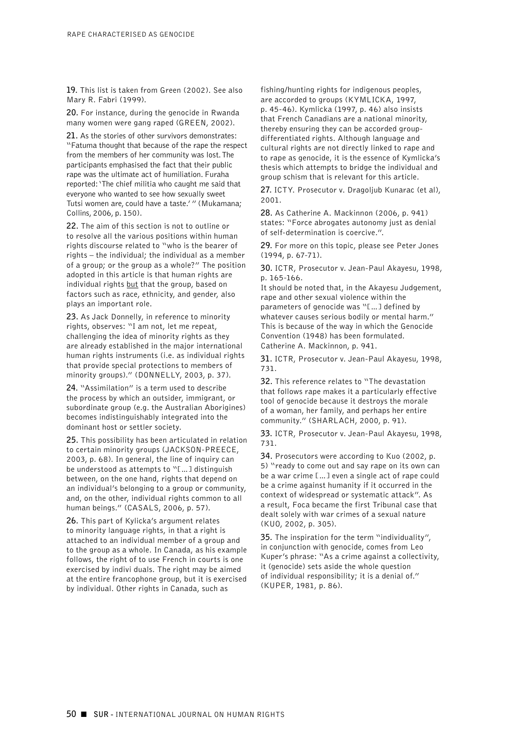**19.** This list is taken from Green (2002). See also Mary R. Fabri (1999).

**20.** For instance, during the genocide in Rwanda many women were gang raped (GREEN, 2002).

**21.** As the stories of other survivors demonstrates: "Fatuma thought that because of the rape the respect from the members of her community was lost. The participants emphasised the fact that their public rape was the ultimate act of humiliation. Furaha reported: 'The chief militia who caught me said that everyone who wanted to see how sexually sweet Tutsi women are, could have a taste.' " (Mukamana; Collins, 2006, p. 150).

**22.** The aim of this section is not to outline or to resolve all the various positions within human rights discourse related to "who is the bearer of rights – the individual; the individual as a member of a group; or the group as a whole?" The position adopted in this article is that human rights are individual rights <u>but</u> that the group, based on factors such as race, ethnicity, and gender, also plays an important role.

**23.** As Jack Donnelly, in reference to minority rights, observes: "I am not, let me repeat, challenging the idea of minority rights as they are already established in the major international human rights instruments (i.e. as individual rights that provide special protections to members of minority groups)." (DONNELLY, 2003, p. 37).

**24.** "Assimilation" is a term used to describe the process by which an outsider, immigrant, or subordinate group (e.g. the Australian Aborigines) becomes indistinguishably integrated into the dominant host or settler society.

**25.** This possibility has been articulated in relation to certain minority groups (JACKSON-PREECE, 2003, p. 68). In general, the line of inquiry can be understood as attempts to "[...] distinguish between, on the one hand, rights that depend on an individual's belonging to a group or community, and, on the other, individual rights common to all human beings." (CASALS, 2006, p. 57).

**26.** This part of Kylicka's argument relates to minority language rights, in that a right is attached to an individual member of a group and to the group as a whole. In Canada, as his example follows, the right of to use French in courts is one exercised by indivi duals. The right may be aimed at the entire francophone group, but it is exercised by individual. Other rights in Canada, such as fishing/hunting rights for indigenous peoples, are accorded to groups (KYMLICKA, 1997, p. 45-46). Kymlicka (1997, p. 46) also insists that French Canadians are a national minority, thereby ensuring they can be accorded group-differentiated rights. Although language and cultural rights are not directly linked to rape and to rape as genocide, it is the essence of Kymlicka's thesis which attempts to bridge the individual and group schism that is relevant for this article.

**27.** ICTY. Prosecutor v. Dragoljub Kunarac (et al), 2001.

**28.** As Catherine A. Mackinnon (2006, p. 941) states: "Force abrogates autonomy just as denial of self-determination is coercive.".

**29.** For more on this topic, please see Peter Jones (1994, p. 67-71).

**30.** ICTR, Prosecutor v. Jean-Paul Akayesu, 1998, p. 165-166.
It should be noted that, in the Akayesu Judgement, rape and other sexual violence within the parameters of genocide was "[...] defined by whatever causes serious bodily or mental harm." This is because of the way in which the Genocide Convention (1948) has been formulated. Catherine A. Mackinnon, p. 941.

**31.** ICTR, Prosecutor v. Jean-Paul Akayesu, 1998, 731.

**32.** This reference relates to "The devastation that follows rape makes it a particularly effective tool of genocide because it destroys the morale of a woman, her family, and perhaps her entire community." (SHARLACH, 2000, p. 91).

**33.** ICTR, Prosecutor v. Jean-Paul Akayesu, 1998, 731.

**34.** Prosecutors were according to Kuo (2002, p. 5) "ready to come out and say rape on its own can be a war crime [...] even a single act of rape could be a crime against humanity if it occurred in the context of widespread or systematic attack". As a result, Foca became the first Tribunal case that dealt solely with war crimes of a sexual nature (KUO, 2002, p. 305).

**35.** The inspiration for the term "individuality", in conjunction with genocide, comes from Leo Kuper's phrase: "As a crime against a collectivity, it (genocide) sets aside the whole question of individual responsibility; it is a denial of." (KUPER, 1981, p. 86).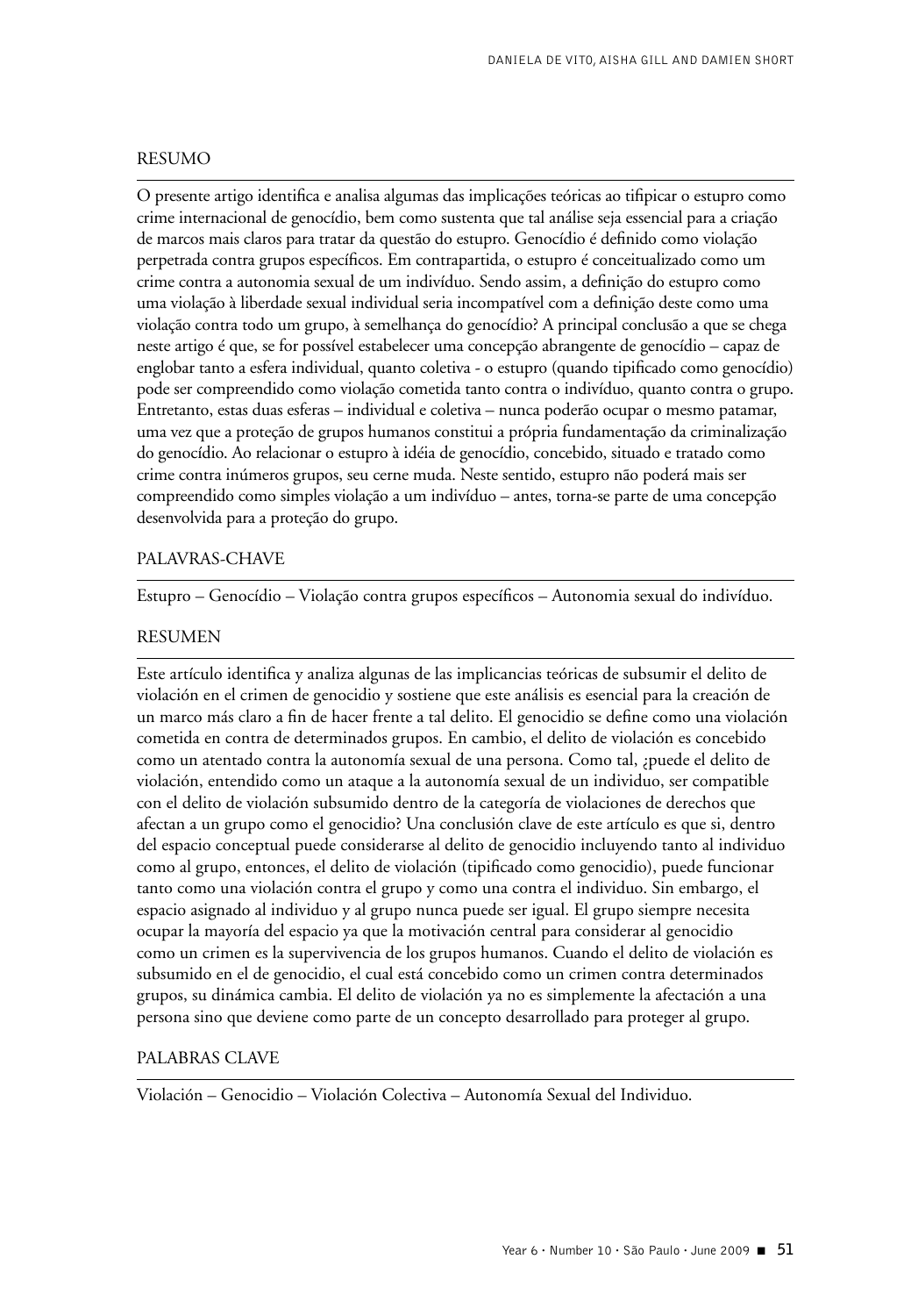## RESUMO

O presente artigo identifica e analisa algumas das implicações teóricas ao tifipicar o estupro como crime internacional de genocídio, bem como sustenta que tal análise seja essencial para a criação de marcos mais claros para tratar da questão do estupro. Genocídio é definido como violação perpetrada contra grupos específicos. Em contrapartida, o estupro é conceitualizado como um crime contra a autonomia sexual de um indivíduo. Sendo assim, a definição do estupro como uma violação à liberdade sexual individual seria incompatível com a definição deste como uma violação contra todo um grupo, à semelhança do genocídio? A principal conclusão a que se chega neste artigo é que, se for possível estabelecer uma concepção abrangente de genocídio – capaz de englobar tanto a esfera individual, quanto coletiva - o estupro (quando tipificado como genocídio) pode ser compreendido como violação cometida tanto contra o indivíduo, quanto contra o grupo. Entretanto, estas duas esferas – individual e coletiva – nunca poderão ocupar o mesmo patamar, uma vez que a proteção de grupos humanos constitui a própria fundamentação da criminalização do genocídio. Ao relacionar o estupro à idéia de genocídio, concebido, situado e tratado como crime contra inúmeros grupos, seu cerne muda. Neste sentido, estupro não poderá mais ser compreendido como simples violação a um indivíduo – antes, torna-se parte de uma concepção desenvolvida para a proteção do grupo.

## PALAVRAS-CHAVE

Estupro – Genocídio – Violação contra grupos específicos – Autonomia sexual do indivíduo.

## RESUMEN

Este artículo identifica y analiza algunas de las implicancias teóricas de subsumir el delito de violación en el crimen de genocidio y sostiene que este análisis es esencial para la creación de un marco más claro a fin de hacer frente a tal delito. El genocidio se define como una violación cometida en contra de determinados grupos. En cambio, el delito de violación es concebido como un atentado contra la autonomía sexual de una persona. Como tal, ¿puede el delito de violación, entendido como un ataque a la autonomía sexual de un individuo, ser compatible con el delito de violación subsumido dentro de la categoría de violaciones de derechos que afectan a un grupo como el genocidio? Una conclusión clave de este artículo es que si, dentro del espacio conceptual puede considerarse al delito de genocidio incluyendo tanto al individuo como al grupo, entonces, el delito de violación (tipificado como genocidio), puede funcionar tanto como una violación contra el grupo y como una contra el individuo. Sin embargo, el espacio asignado al individuo y al grupo nunca puede ser igual. El grupo siempre necesita ocupar la mayoría del espacio ya que la motivación central para considerar al genocidio como un crimen es la supervivencia de los grupos humanos. Cuando el delito de violación es subsumido en el de genocidio, el cual está concebido como un crimen contra determinados grupos, su dinámica cambia. El delito de violación ya no es simplemente la afectación a una persona sino que deviene como parte de un concepto desarrollado para proteger al grupo.

## PALABRAS CLAVE

Violación – Genocidio – Violación Colectiva – Autonomía Sexual del Individuo.